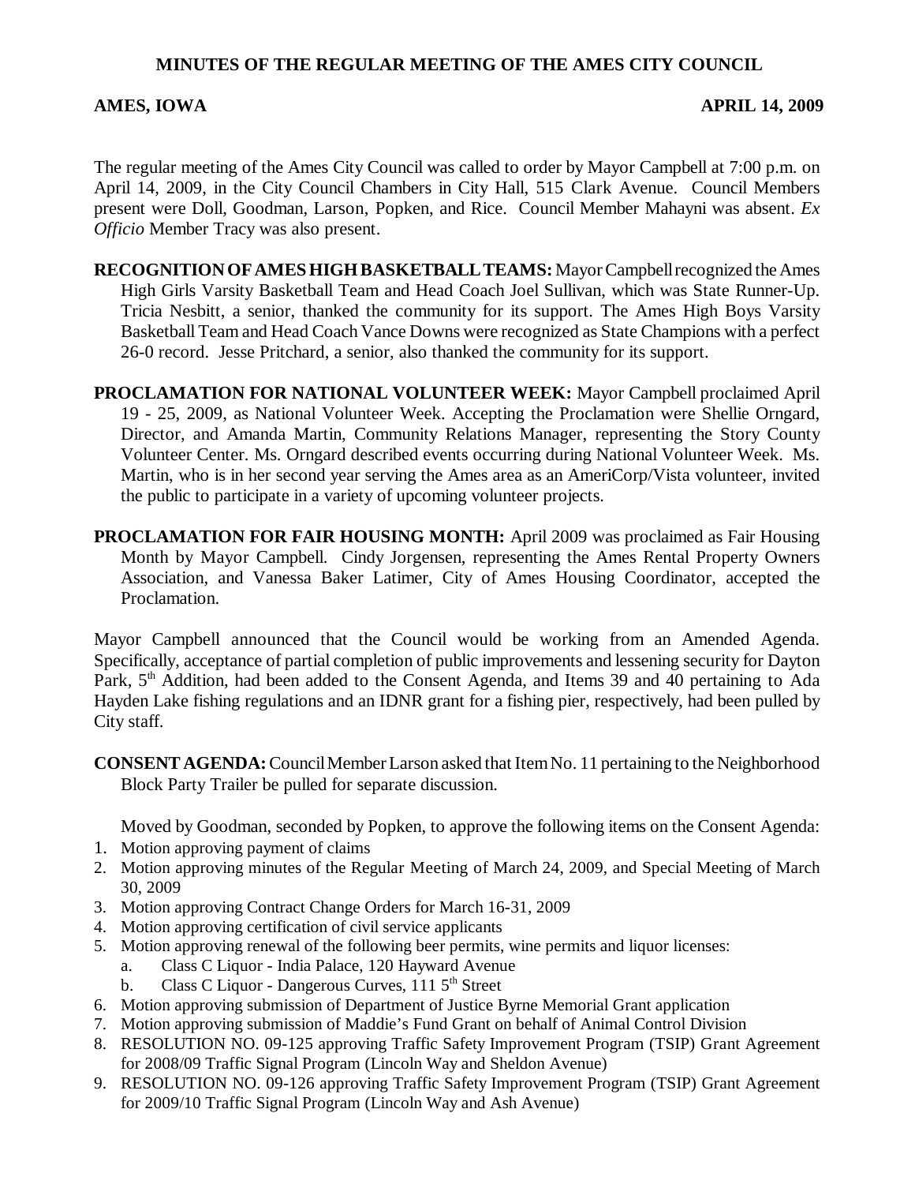# MINUTES OF THE REGULAR MEETING OF THE AMES CITY COUNCIL

**AMES, IOWA** **APRIL 14, 2009**

The regular meeting of the Ames City Council was called to order by Mayor Campbell at 7:00 p.m. on April 14, 2009, in the City Council Chambers in City Hall, 515 Clark Avenue. Council Members present were Doll, Goodman, Larson, Popken, and Rice. Council Member Mahayni was absent. *Ex Officio* Member Tracy was also present.

**RECOGNITION OF AMES HIGH BASKETBALL TEAMS:** Mayor Campbell recognized the Ames High Girls Varsity Basketball Team and Head Coach Joel Sullivan, which was State Runner-Up. Tricia Nesbitt, a senior, thanked the community for its support. The Ames High Boys Varsity Basketball Team and Head Coach Vance Downs were recognized as State Champions with a perfect 26-0 record. Jesse Pritchard, a senior, also thanked the community for its support.

**PROCLAMATION FOR NATIONAL VOLUNTEER WEEK:** Mayor Campbell proclaimed April 19 - 25, 2009, as National Volunteer Week. Accepting the Proclamation were Shellie Orngard, Director, and Amanda Martin, Community Relations Manager, representing the Story County Volunteer Center. Ms. Orngard described events occurring during National Volunteer Week. Ms. Martin, who is in her second year serving the Ames area as an AmeriCorp/Vista volunteer, invited the public to participate in a variety of upcoming volunteer projects.

**PROCLAMATION FOR FAIR HOUSING MONTH:** April 2009 was proclaimed as Fair Housing Month by Mayor Campbell. Cindy Jorgensen, representing the Ames Rental Property Owners Association, and Vanessa Baker Latimer, City of Ames Housing Coordinator, accepted the Proclamation.

Mayor Campbell announced that the Council would be working from an Amended Agenda. Specifically, acceptance of partial completion of public improvements and lessening security for Dayton Park, 5th Addition, had been added to the Consent Agenda, and Items 39 and 40 pertaining to Ada Hayden Lake fishing regulations and an IDNR grant for a fishing pier, respectively, had been pulled by City staff.

**CONSENT AGENDA:** Council Member Larson asked that Item No. 11 pertaining to the Neighborhood Block Party Trailer be pulled for separate discussion.

Moved by Goodman, seconded by Popken, to approve the following items on the Consent Agenda:

1. Motion approving payment of claims
2. Motion approving minutes of the Regular Meeting of March 24, 2009, and Special Meeting of March 30, 2009
3. Motion approving Contract Change Orders for March 16-31, 2009
4. Motion approving certification of civil service applicants
5. Motion approving renewal of the following beer permits, wine permits and liquor licenses:
   a. Class C Liquor - India Palace, 120 Hayward Avenue
   b. Class C Liquor - Dangerous Curves, 111 5th Street
6. Motion approving submission of Department of Justice Byrne Memorial Grant application
7. Motion approving submission of Maddie's Fund Grant on behalf of Animal Control Division
8. RESOLUTION NO. 09-125 approving Traffic Safety Improvement Program (TSIP) Grant Agreement for 2008/09 Traffic Signal Program (Lincoln Way and Sheldon Avenue)
9. RESOLUTION NO. 09-126 approving Traffic Safety Improvement Program (TSIP) Grant Agreement for 2009/10 Traffic Signal Program (Lincoln Way and Ash Avenue)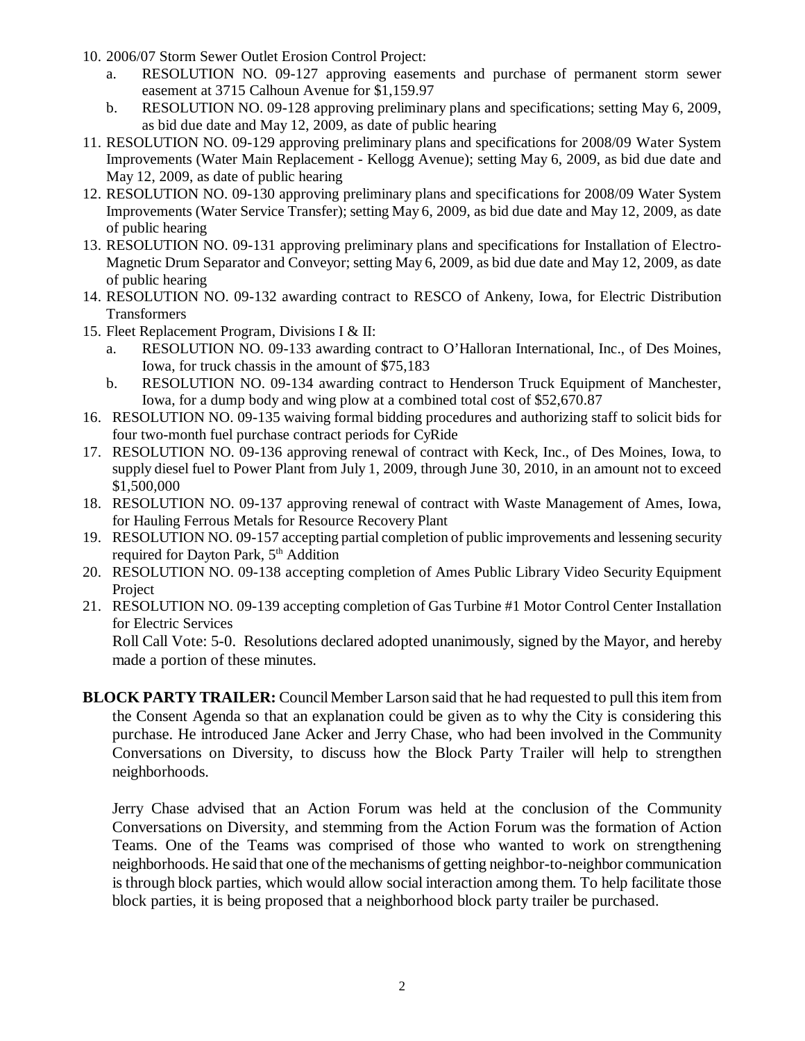10. 2006/07 Storm Sewer Outlet Erosion Control Project:
    a. RESOLUTION NO. 09-127 approving easements and purchase of permanent storm sewer easement at 3715 Calhoun Avenue for $1,159.97
    b. RESOLUTION NO. 09-128 approving preliminary plans and specifications; setting May 6, 2009, as bid due date and May 12, 2009, as date of public hearing
11. RESOLUTION NO. 09-129 approving preliminary plans and specifications for 2008/09 Water System Improvements (Water Main Replacement - Kellogg Avenue); setting May 6, 2009, as bid due date and May 12, 2009, as date of public hearing
12. RESOLUTION NO. 09-130 approving preliminary plans and specifications for 2008/09 Water System Improvements (Water Service Transfer); setting May 6, 2009, as bid due date and May 12, 2009, as date of public hearing
13. RESOLUTION NO. 09-131 approving preliminary plans and specifications for Installation of Electro-Magnetic Drum Separator and Conveyor; setting May 6, 2009, as bid due date and May 12, 2009, as date of public hearing
14. RESOLUTION NO. 09-132 awarding contract to RESCO of Ankeny, Iowa, for Electric Distribution Transformers
15. Fleet Replacement Program, Divisions I & II:
    a. RESOLUTION NO. 09-133 awarding contract to O'Halloran International, Inc., of Des Moines, Iowa, for truck chassis in the amount of $75,183
    b. RESOLUTION NO. 09-134 awarding contract to Henderson Truck Equipment of Manchester, Iowa, for a dump body and wing plow at a combined total cost of $52,670.87
16. RESOLUTION NO. 09-135 waiving formal bidding procedures and authorizing staff to solicit bids for four two-month fuel purchase contract periods for CyRide
17. RESOLUTION NO. 09-136 approving renewal of contract with Keck, Inc., of Des Moines, Iowa, to supply diesel fuel to Power Plant from July 1, 2009, through June 30, 2010, in an amount not to exceed $1,500,000
18. RESOLUTION NO. 09-137 approving renewal of contract with Waste Management of Ames, Iowa, for Hauling Ferrous Metals for Resource Recovery Plant
19. RESOLUTION NO. 09-157 accepting partial completion of public improvements and lessening security required for Dayton Park, 5th Addition
20. RESOLUTION NO. 09-138 accepting completion of Ames Public Library Video Security Equipment Project
21. RESOLUTION NO. 09-139 accepting completion of Gas Turbine #1 Motor Control Center Installation for Electric Services

    Roll Call Vote: 5-0. Resolutions declared adopted unanimously, signed by the Mayor, and hereby made a portion of these minutes.

**BLOCK PARTY TRAILER:** Council Member Larson said that he had requested to pull this item from the Consent Agenda so that an explanation could be given as to why the City is considering this purchase. He introduced Jane Acker and Jerry Chase, who had been involved in the Community Conversations on Diversity, to discuss how the Block Party Trailer will help to strengthen neighborhoods.

Jerry Chase advised that an Action Forum was held at the conclusion of the Community Conversations on Diversity, and stemming from the Action Forum was the formation of Action Teams. One of the Teams was comprised of those who wanted to work on strengthening neighborhoods. He said that one of the mechanisms of getting neighbor-to-neighbor communication is through block parties, which would allow social interaction among them. To help facilitate those block parties, it is being proposed that a neighborhood block party trailer be purchased.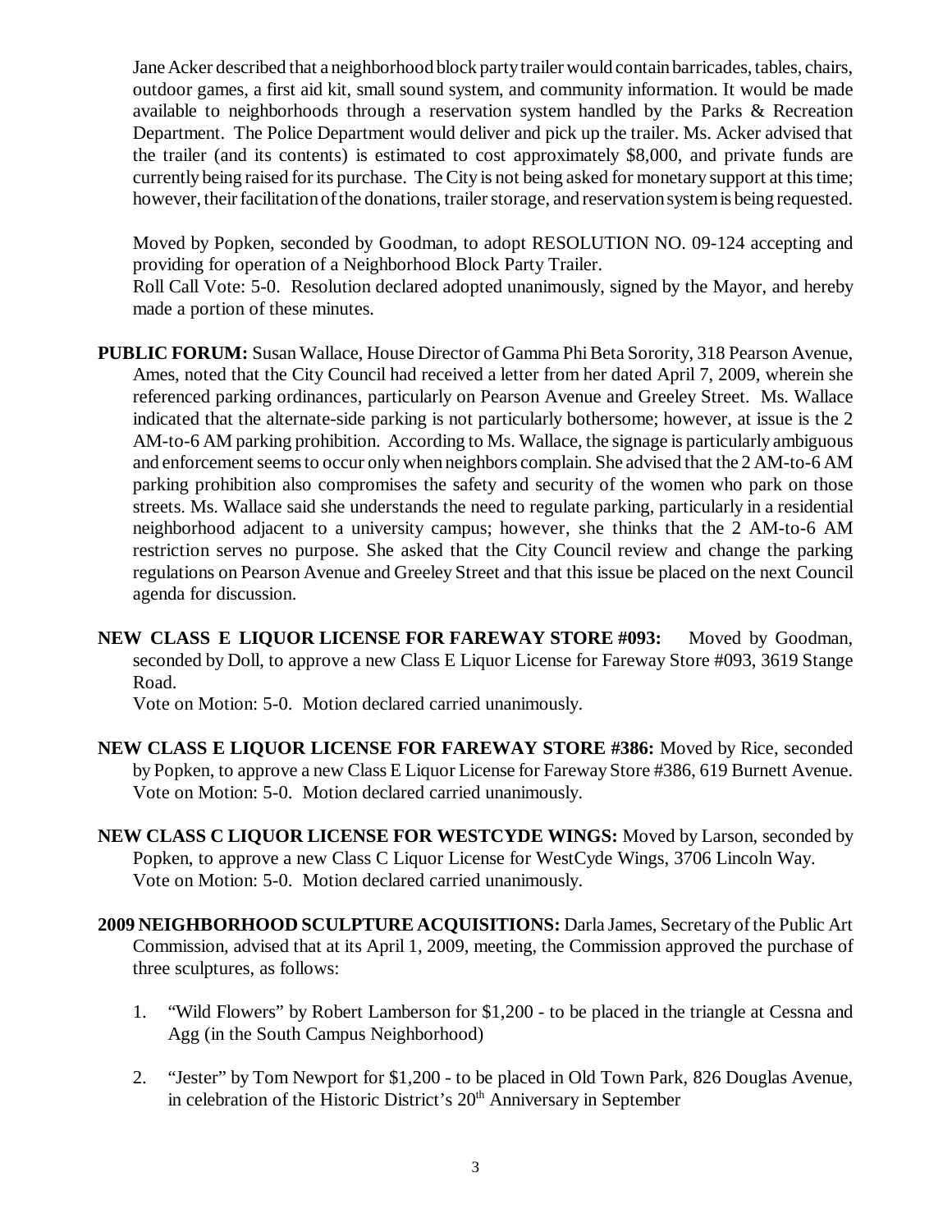Jane Acker described that a neighborhood block party trailer would contain barricades, tables, chairs, outdoor games, a first aid kit, small sound system, and community information. It would be made available to neighborhoods through a reservation system handled by the Parks & Recreation Department. The Police Department would deliver and pick up the trailer. Ms. Acker advised that the trailer (and its contents) is estimated to cost approximately $8,000, and private funds are currently being raised for its purchase. The City is not being asked for monetary support at this time; however, their facilitation of the donations, trailer storage, and reservation system is being requested.

Moved by Popken, seconded by Goodman, to adopt RESOLUTION NO. 09-124 accepting and providing for operation of a Neighborhood Block Party Trailer.
Roll Call Vote: 5-0. Resolution declared adopted unanimously, signed by the Mayor, and hereby made a portion of these minutes.

**PUBLIC FORUM:** Susan Wallace, House Director of Gamma Phi Beta Sorority, 318 Pearson Avenue, Ames, noted that the City Council had received a letter from her dated April 7, 2009, wherein she referenced parking ordinances, particularly on Pearson Avenue and Greeley Street. Ms. Wallace indicated that the alternate-side parking is not particularly bothersome; however, at issue is the 2 AM-to-6 AM parking prohibition. According to Ms. Wallace, the signage is particularly ambiguous and enforcement seems to occur only when neighbors complain. She advised that the 2 AM-to-6 AM parking prohibition also compromises the safety and security of the women who park on those streets. Ms. Wallace said she understands the need to regulate parking, particularly in a residential neighborhood adjacent to a university campus; however, she thinks that the 2 AM-to-6 AM restriction serves no purpose. She asked that the City Council review and change the parking regulations on Pearson Avenue and Greeley Street and that this issue be placed on the next Council agenda for discussion.

**NEW CLASS E LIQUOR LICENSE FOR FAREWAY STORE #093:** Moved by Goodman, seconded by Doll, to approve a new Class E Liquor License for Fareway Store #093, 3619 Stange Road.
Vote on Motion: 5-0. Motion declared carried unanimously.

**NEW CLASS E LIQUOR LICENSE FOR FAREWAY STORE #386:** Moved by Rice, seconded by Popken, to approve a new Class E Liquor License for Fareway Store #386, 619 Burnett Avenue.
Vote on Motion: 5-0. Motion declared carried unanimously.

**NEW CLASS C LIQUOR LICENSE FOR WESTCYDE WINGS:** Moved by Larson, seconded by Popken, to approve a new Class C Liquor License for WestCyde Wings, 3706 Lincoln Way.
Vote on Motion: 5-0. Motion declared carried unanimously.

**2009 NEIGHBORHOOD SCULPTURE ACQUISITIONS:** Darla James, Secretary of the Public Art Commission, advised that at its April 1, 2009, meeting, the Commission approved the purchase of three sculptures, as follows:

1. "Wild Flowers" by Robert Lamberson for $1,200 - to be placed in the triangle at Cessna and Agg (in the South Campus Neighborhood)

2. "Jester" by Tom Newport for $1,200 - to be placed in Old Town Park, 826 Douglas Avenue, in celebration of the Historic District's 20th Anniversary in September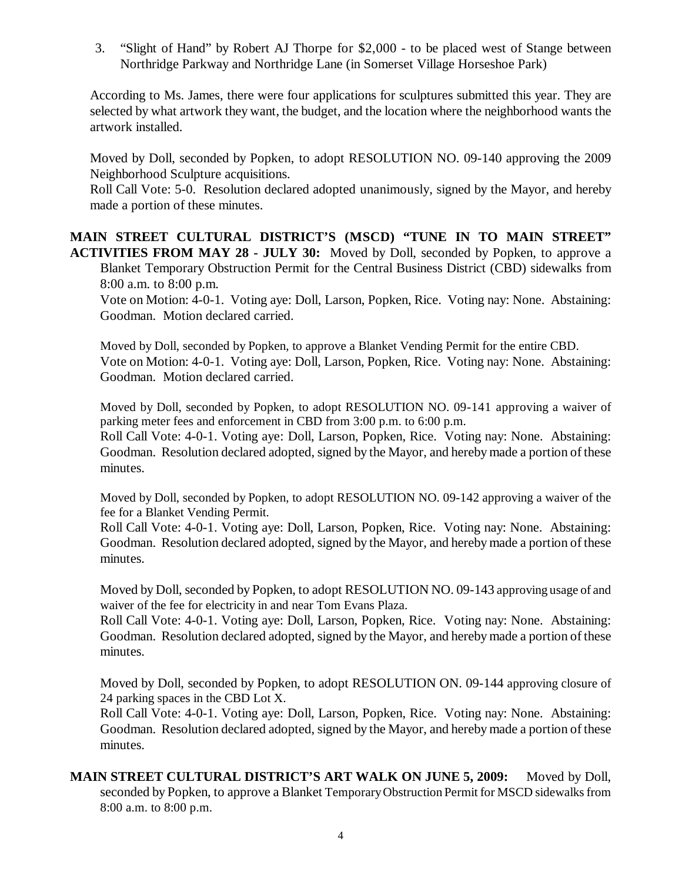3. "Slight of Hand" by Robert AJ Thorpe for $2,000 - to be placed west of Stange between Northridge Parkway and Northridge Lane (in Somerset Village Horseshoe Park)

According to Ms. James, there were four applications for sculptures submitted this year. They are selected by what artwork they want, the budget, and the location where the neighborhood wants the artwork installed.

Moved by Doll, seconded by Popken, to adopt RESOLUTION NO. 09-140 approving the 2009 Neighborhood Sculpture acquisitions.
Roll Call Vote: 5-0. Resolution declared adopted unanimously, signed by the Mayor, and hereby made a portion of these minutes.

**MAIN STREET CULTURAL DISTRICT'S (MSCD) "TUNE IN TO MAIN STREET" ACTIVITIES FROM MAY 28 - JULY 30:** Moved by Doll, seconded by Popken, to approve a Blanket Temporary Obstruction Permit for the Central Business District (CBD) sidewalks from 8:00 a.m. to 8:00 p.m.
Vote on Motion: 4-0-1. Voting aye: Doll, Larson, Popken, Rice. Voting nay: None. Abstaining: Goodman. Motion declared carried.

Moved by Doll, seconded by Popken, to approve a Blanket Vending Permit for the entire CBD.
Vote on Motion: 4-0-1. Voting aye: Doll, Larson, Popken, Rice. Voting nay: None. Abstaining: Goodman. Motion declared carried.

Moved by Doll, seconded by Popken, to adopt RESOLUTION NO. 09-141 approving a waiver of parking meter fees and enforcement in CBD from 3:00 p.m. to 6:00 p.m.
Roll Call Vote: 4-0-1. Voting aye: Doll, Larson, Popken, Rice. Voting nay: None. Abstaining: Goodman. Resolution declared adopted, signed by the Mayor, and hereby made a portion of these minutes.

Moved by Doll, seconded by Popken, to adopt RESOLUTION NO. 09-142 approving a waiver of the fee for a Blanket Vending Permit.
Roll Call Vote: 4-0-1. Voting aye: Doll, Larson, Popken, Rice. Voting nay: None. Abstaining: Goodman. Resolution declared adopted, signed by the Mayor, and hereby made a portion of these minutes.

Moved by Doll, seconded by Popken, to adopt RESOLUTION NO. 09-143 approving usage of and waiver of the fee for electricity in and near Tom Evans Plaza.
Roll Call Vote: 4-0-1. Voting aye: Doll, Larson, Popken, Rice. Voting nay: None. Abstaining: Goodman. Resolution declared adopted, signed by the Mayor, and hereby made a portion of these minutes.

Moved by Doll, seconded by Popken, to adopt RESOLUTION ON. 09-144 approving closure of 24 parking spaces in the CBD Lot X.
Roll Call Vote: 4-0-1. Voting aye: Doll, Larson, Popken, Rice. Voting nay: None. Abstaining: Goodman. Resolution declared adopted, signed by the Mayor, and hereby made a portion of these minutes.

**MAIN STREET CULTURAL DISTRICT'S ART WALK ON JUNE 5, 2009:** Moved by Doll, seconded by Popken, to approve a Blanket Temporary Obstruction Permit for MSCD sidewalks from 8:00 a.m. to 8:00 p.m.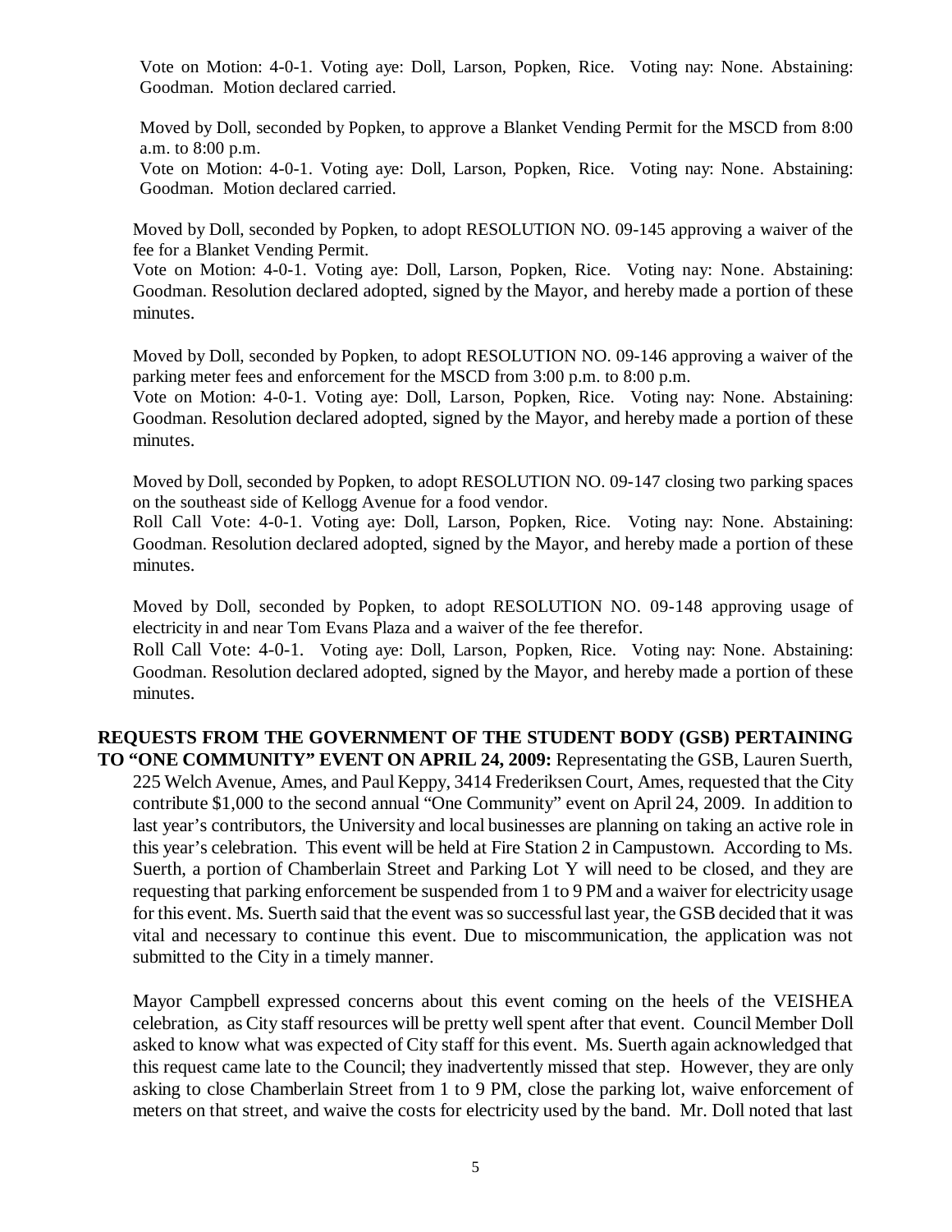Vote on Motion: 4-0-1. Voting aye: Doll, Larson, Popken, Rice. Voting nay: None. Abstaining: Goodman. Motion declared carried.

Moved by Doll, seconded by Popken, to approve a Blanket Vending Permit for the MSCD from 8:00 a.m. to 8:00 p.m.

Vote on Motion: 4-0-1. Voting aye: Doll, Larson, Popken, Rice. Voting nay: None. Abstaining: Goodman. Motion declared carried.

Moved by Doll, seconded by Popken, to adopt RESOLUTION NO. 09-145 approving a waiver of the fee for a Blanket Vending Permit.

Vote on Motion: 4-0-1. Voting aye: Doll, Larson, Popken, Rice. Voting nay: None. Abstaining: Goodman. Resolution declared adopted, signed by the Mayor, and hereby made a portion of these minutes.

Moved by Doll, seconded by Popken, to adopt RESOLUTION NO. 09-146 approving a waiver of the parking meter fees and enforcement for the MSCD from 3:00 p.m. to 8:00 p.m.

Vote on Motion: 4-0-1. Voting aye: Doll, Larson, Popken, Rice. Voting nay: None. Abstaining: Goodman. Resolution declared adopted, signed by the Mayor, and hereby made a portion of these minutes.

Moved by Doll, seconded by Popken, to adopt RESOLUTION NO. 09-147 closing two parking spaces on the southeast side of Kellogg Avenue for a food vendor.

Roll Call Vote: 4-0-1. Voting aye: Doll, Larson, Popken, Rice. Voting nay: None. Abstaining: Goodman. Resolution declared adopted, signed by the Mayor, and hereby made a portion of these minutes.

Moved by Doll, seconded by Popken, to adopt RESOLUTION NO. 09-148 approving usage of electricity in and near Tom Evans Plaza and a waiver of the fee therefor.

Roll Call Vote: 4-0-1. Voting aye: Doll, Larson, Popken, Rice. Voting nay: None. Abstaining: Goodman. Resolution declared adopted, signed by the Mayor, and hereby made a portion of these minutes.

**REQUESTS FROM THE GOVERNMENT OF THE STUDENT BODY (GSB) PERTAINING TO "ONE COMMUNITY" EVENT ON APRIL 24, 2009:** Representating the GSB, Lauren Suerth, 225 Welch Avenue, Ames, and Paul Keppy, 3414 Frederiksen Court, Ames, requested that the City contribute $1,000 to the second annual "One Community" event on April 24, 2009. In addition to last year's contributors, the University and local businesses are planning on taking an active role in this year's celebration. This event will be held at Fire Station 2 in Campustown. According to Ms. Suerth, a portion of Chamberlain Street and Parking Lot Y will need to be closed, and they are requesting that parking enforcement be suspended from 1 to 9 PM and a waiver for electricity usage for this event. Ms. Suerth said that the event was so successful last year, the GSB decided that it was vital and necessary to continue this event. Due to miscommunication, the application was not submitted to the City in a timely manner.

Mayor Campbell expressed concerns about this event coming on the heels of the VEISHEA celebration, as City staff resources will be pretty well spent after that event. Council Member Doll asked to know what was expected of City staff for this event. Ms. Suerth again acknowledged that this request came late to the Council; they inadvertently missed that step. However, they are only asking to close Chamberlain Street from 1 to 9 PM, close the parking lot, waive enforcement of meters on that street, and waive the costs for electricity used by the band. Mr. Doll noted that last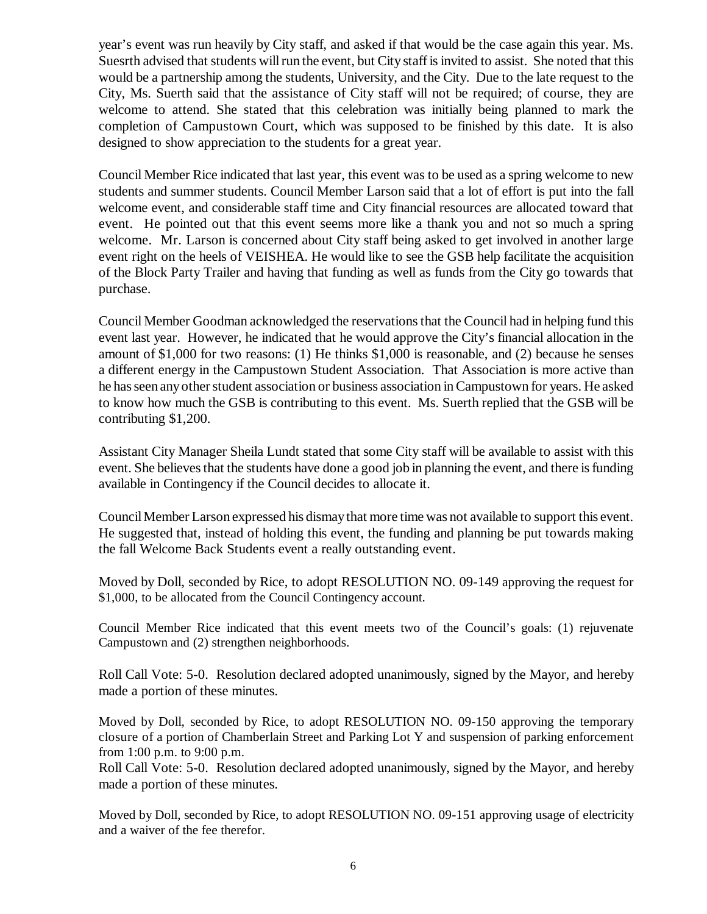year's event was run heavily by City staff, and asked if that would be the case again this year. Ms. Suesrth advised that students will run the event, but City staff is invited to assist. She noted that this would be a partnership among the students, University, and the City. Due to the late request to the City, Ms. Suerth said that the assistance of City staff will not be required; of course, they are welcome to attend. She stated that this celebration was initially being planned to mark the completion of Campustown Court, which was supposed to be finished by this date. It is also designed to show appreciation to the students for a great year.

Council Member Rice indicated that last year, this event was to be used as a spring welcome to new students and summer students. Council Member Larson said that a lot of effort is put into the fall welcome event, and considerable staff time and City financial resources are allocated toward that event. He pointed out that this event seems more like a thank you and not so much a spring welcome. Mr. Larson is concerned about City staff being asked to get involved in another large event right on the heels of VEISHEA. He would like to see the GSB help facilitate the acquisition of the Block Party Trailer and having that funding as well as funds from the City go towards that purchase.

Council Member Goodman acknowledged the reservations that the Council had in helping fund this event last year. However, he indicated that he would approve the City's financial allocation in the amount of $1,000 for two reasons: (1) He thinks $1,000 is reasonable, and (2) because he senses a different energy in the Campustown Student Association. That Association is more active than he has seen any other student association or business association in Campustown for years. He asked to know how much the GSB is contributing to this event. Ms. Suerth replied that the GSB will be contributing $1,200.

Assistant City Manager Sheila Lundt stated that some City staff will be available to assist with this event. She believes that the students have done a good job in planning the event, and there is funding available in Contingency if the Council decides to allocate it.

Council Member Larson expressed his dismay that more time was not available to support this event. He suggested that, instead of holding this event, the funding and planning be put towards making the fall Welcome Back Students event a really outstanding event.

Moved by Doll, seconded by Rice, to adopt RESOLUTION NO. 09-149 approving the request for $1,000, to be allocated from the Council Contingency account.

Council Member Rice indicated that this event meets two of the Council's goals: (1) rejuvenate Campustown and (2) strengthen neighborhoods.

Roll Call Vote: 5-0. Resolution declared adopted unanimously, signed by the Mayor, and hereby made a portion of these minutes.

Moved by Doll, seconded by Rice, to adopt RESOLUTION NO. 09-150 approving the temporary closure of a portion of Chamberlain Street and Parking Lot Y and suspension of parking enforcement from 1:00 p.m. to 9:00 p.m.
Roll Call Vote: 5-0. Resolution declared adopted unanimously, signed by the Mayor, and hereby made a portion of these minutes.

Moved by Doll, seconded by Rice, to adopt RESOLUTION NO. 09-151 approving usage of electricity and a waiver of the fee therefor.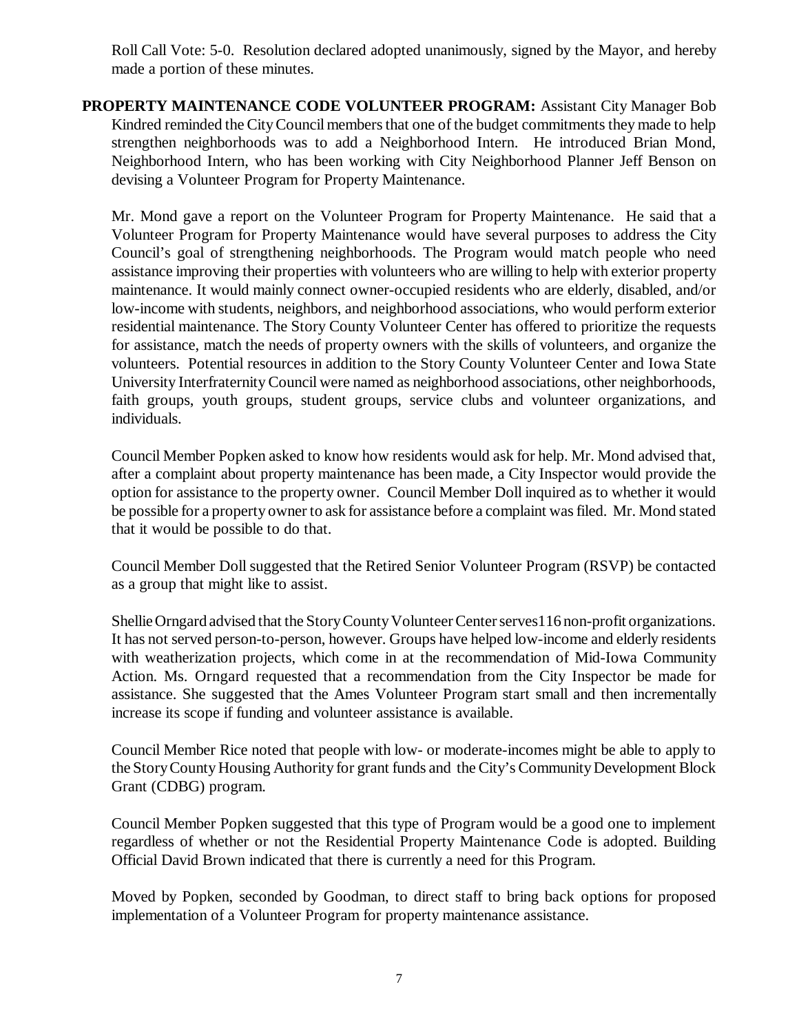Roll Call Vote: 5-0. Resolution declared adopted unanimously, signed by the Mayor, and hereby made a portion of these minutes.

**PROPERTY MAINTENANCE CODE VOLUNTEER PROGRAM:** Assistant City Manager Bob Kindred reminded the City Council members that one of the budget commitments they made to help strengthen neighborhoods was to add a Neighborhood Intern. He introduced Brian Mond, Neighborhood Intern, who has been working with City Neighborhood Planner Jeff Benson on devising a Volunteer Program for Property Maintenance.

Mr. Mond gave a report on the Volunteer Program for Property Maintenance. He said that a Volunteer Program for Property Maintenance would have several purposes to address the City Council's goal of strengthening neighborhoods. The Program would match people who need assistance improving their properties with volunteers who are willing to help with exterior property maintenance. It would mainly connect owner-occupied residents who are elderly, disabled, and/or low-income with students, neighbors, and neighborhood associations, who would perform exterior residential maintenance. The Story County Volunteer Center has offered to prioritize the requests for assistance, match the needs of property owners with the skills of volunteers, and organize the volunteers. Potential resources in addition to the Story County Volunteer Center and Iowa State University Interfraternity Council were named as neighborhood associations, other neighborhoods, faith groups, youth groups, student groups, service clubs and volunteer organizations, and individuals.

Council Member Popken asked to know how residents would ask for help. Mr. Mond advised that, after a complaint about property maintenance has been made, a City Inspector would provide the option for assistance to the property owner. Council Member Doll inquired as to whether it would be possible for a property owner to ask for assistance before a complaint was filed. Mr. Mond stated that it would be possible to do that.

Council Member Doll suggested that the Retired Senior Volunteer Program (RSVP) be contacted as a group that might like to assist.

Shellie Orngard advised that the Story County Volunteer Center serves116 non-profit organizations. It has not served person-to-person, however. Groups have helped low-income and elderly residents with weatherization projects, which come in at the recommendation of Mid-Iowa Community Action. Ms. Orngard requested that a recommendation from the City Inspector be made for assistance. She suggested that the Ames Volunteer Program start small and then incrementally increase its scope if funding and volunteer assistance is available.

Council Member Rice noted that people with low- or moderate-incomes might be able to apply to the Story County Housing Authority for grant funds and the City's Community Development Block Grant (CDBG) program.

Council Member Popken suggested that this type of Program would be a good one to implement regardless of whether or not the Residential Property Maintenance Code is adopted. Building Official David Brown indicated that there is currently a need for this Program.

Moved by Popken, seconded by Goodman, to direct staff to bring back options for proposed implementation of a Volunteer Program for property maintenance assistance.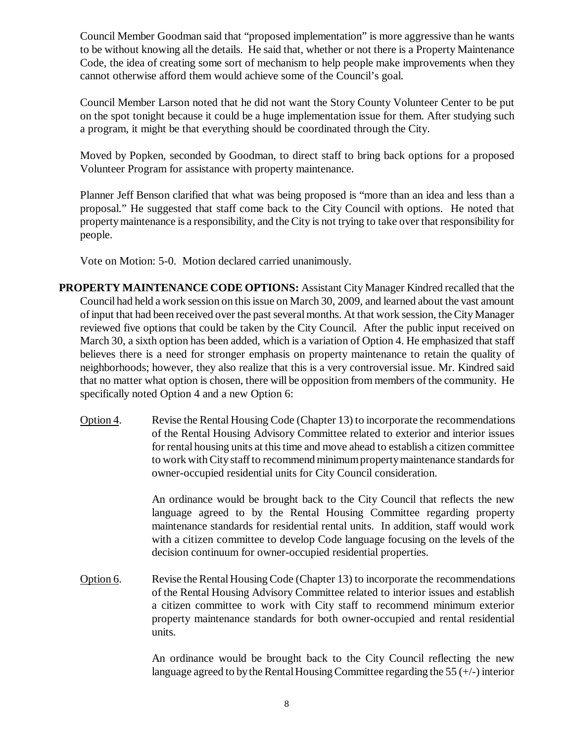Council Member Goodman said that "proposed implementation" is more aggressive than he wants to be without knowing all the details. He said that, whether or not there is a Property Maintenance Code, the idea of creating some sort of mechanism to help people make improvements when they cannot otherwise afford them would achieve some of the Council's goal.

Council Member Larson noted that he did not want the Story County Volunteer Center to be put on the spot tonight because it could be a huge implementation issue for them. After studying such a program, it might be that everything should be coordinated through the City.

Moved by Popken, seconded by Goodman, to direct staff to bring back options for a proposed Volunteer Program for assistance with property maintenance.

Planner Jeff Benson clarified that what was being proposed is "more than an idea and less than a proposal." He suggested that staff come back to the City Council with options. He noted that property maintenance is a responsibility, and the City is not trying to take over that responsibility for people.

Vote on Motion: 5-0. Motion declared carried unanimously.

**PROPERTY MAINTENANCE CODE OPTIONS:** Assistant City Manager Kindred recalled that the Council had held a work session on this issue on March 30, 2009, and learned about the vast amount of input that had been received over the past several months. At that work session, the City Manager reviewed five options that could be taken by the City Council. After the public input received on March 30, a sixth option has been added, which is a variation of Option 4. He emphasized that staff believes there is a need for stronger emphasis on property maintenance to retain the quality of neighborhoods; however, they also realize that this is a very controversial issue. Mr. Kindred said that no matter what option is chosen, there will be opposition from members of the community. He specifically noted Option 4 and a new Option 6:

Option 4. Revise the Rental Housing Code (Chapter 13) to incorporate the recommendations of the Rental Housing Advisory Committee related to exterior and interior issues for rental housing units at this time and move ahead to establish a citizen committee to work with City staff to recommend minimum property maintenance standards for owner-occupied residential units for City Council consideration.

An ordinance would be brought back to the City Council that reflects the new language agreed to by the Rental Housing Committee regarding property maintenance standards for residential rental units. In addition, staff would work with a citizen committee to develop Code language focusing on the levels of the decision continuum for owner-occupied residential properties.

Option 6. Revise the Rental Housing Code (Chapter 13) to incorporate the recommendations of the Rental Housing Advisory Committee related to interior issues and establish a citizen committee to work with City staff to recommend minimum exterior property maintenance standards for both owner-occupied and rental residential units.

An ordinance would be brought back to the City Council reflecting the new language agreed to by the Rental Housing Committee regarding the 55 (+/-) interior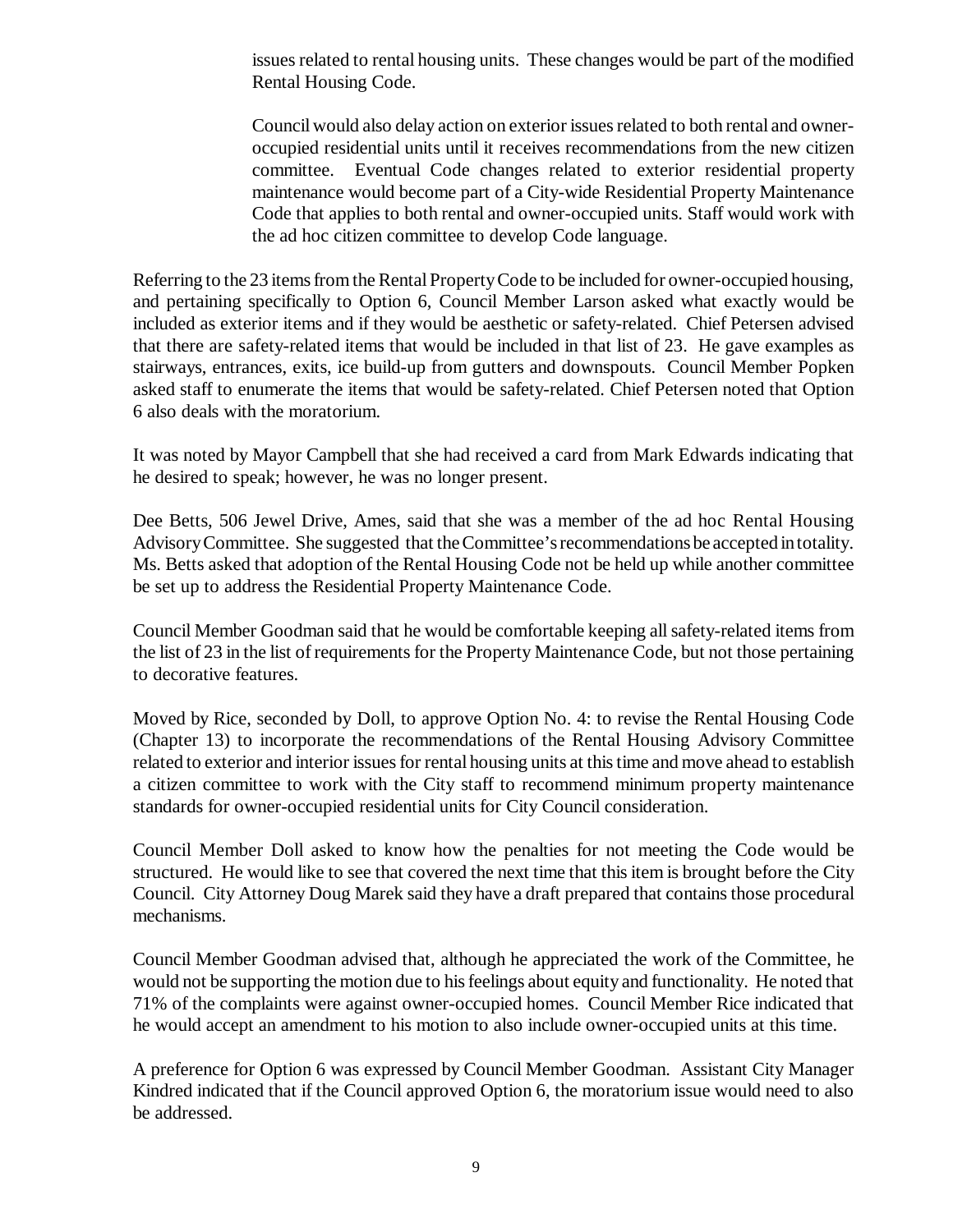issues related to rental housing units. These changes would be part of the modified Rental Housing Code.

> Council would also delay action on exterior issues related to both rental and owner-occupied residential units until it receives recommendations from the new citizen committee. Eventual Code changes related to exterior residential property maintenance would become part of a City-wide Residential Property Maintenance Code that applies to both rental and owner-occupied units. Staff would work with the ad hoc citizen committee to develop Code language.

Referring to the 23 items from the Rental Property Code to be included for owner-occupied housing, and pertaining specifically to Option 6, Council Member Larson asked what exactly would be included as exterior items and if they would be aesthetic or safety-related. Chief Petersen advised that there are safety-related items that would be included in that list of 23. He gave examples as stairways, entrances, exits, ice build-up from gutters and downspouts. Council Member Popken asked staff to enumerate the items that would be safety-related. Chief Petersen noted that Option 6 also deals with the moratorium.

It was noted by Mayor Campbell that she had received a card from Mark Edwards indicating that he desired to speak; however, he was no longer present.

Dee Betts, 506 Jewel Drive, Ames, said that she was a member of the ad hoc Rental Housing Advisory Committee. She suggested that the Committee's recommendations be accepted in totality. Ms. Betts asked that adoption of the Rental Housing Code not be held up while another committee be set up to address the Residential Property Maintenance Code.

Council Member Goodman said that he would be comfortable keeping all safety-related items from the list of 23 in the list of requirements for the Property Maintenance Code, but not those pertaining to decorative features.

Moved by Rice, seconded by Doll, to approve Option No. 4: to revise the Rental Housing Code (Chapter 13) to incorporate the recommendations of the Rental Housing Advisory Committee related to exterior and interior issues for rental housing units at this time and move ahead to establish a citizen committee to work with the City staff to recommend minimum property maintenance standards for owner-occupied residential units for City Council consideration.

Council Member Doll asked to know how the penalties for not meeting the Code would be structured. He would like to see that covered the next time that this item is brought before the City Council. City Attorney Doug Marek said they have a draft prepared that contains those procedural mechanisms.

Council Member Goodman advised that, although he appreciated the work of the Committee, he would not be supporting the motion due to his feelings about equity and functionality. He noted that 71% of the complaints were against owner-occupied homes. Council Member Rice indicated that he would accept an amendment to his motion to also include owner-occupied units at this time.

A preference for Option 6 was expressed by Council Member Goodman. Assistant City Manager Kindred indicated that if the Council approved Option 6, the moratorium issue would need to also be addressed.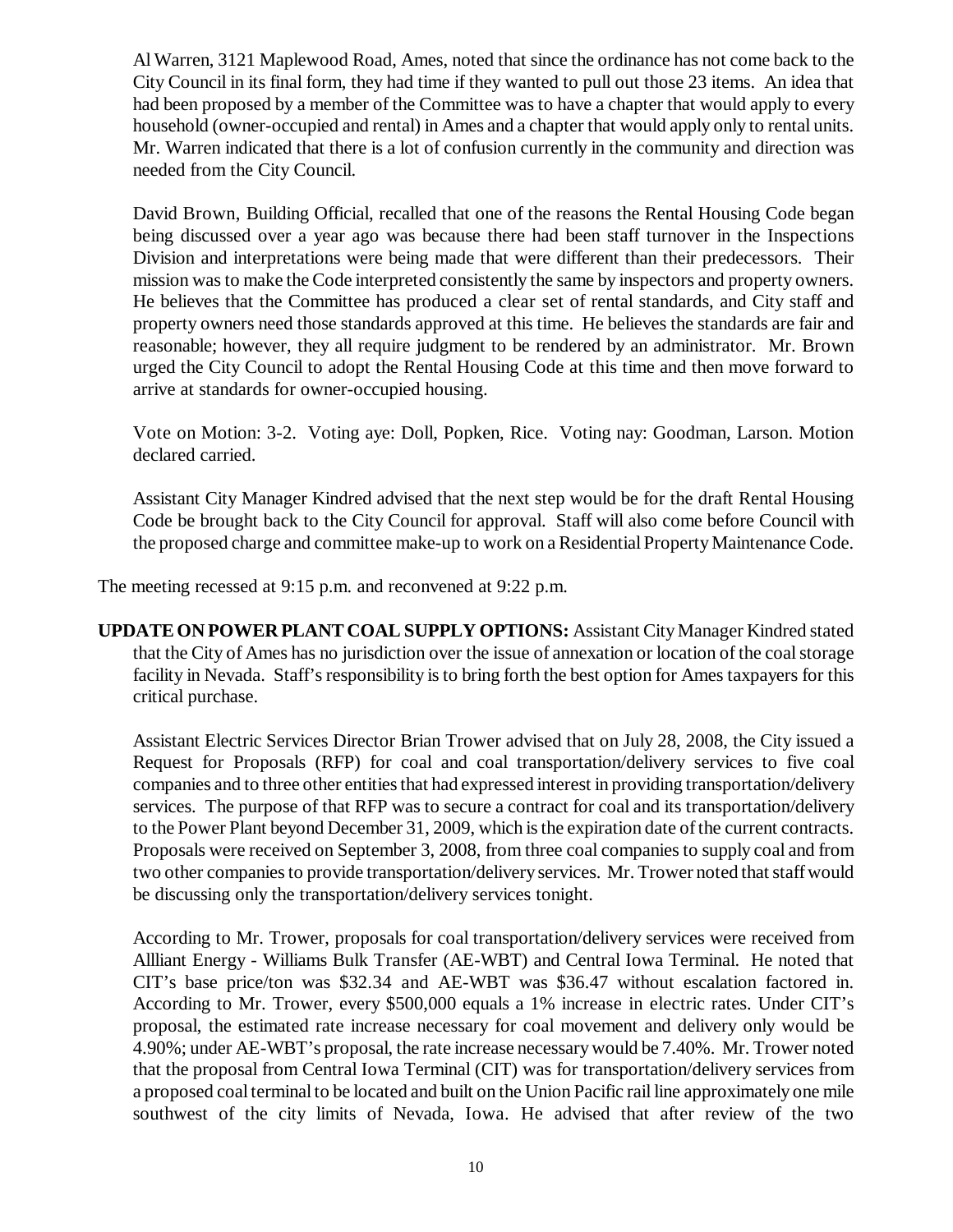Al Warren, 3121 Maplewood Road, Ames, noted that since the ordinance has not come back to the City Council in its final form, they had time if they wanted to pull out those 23 items. An idea that had been proposed by a member of the Committee was to have a chapter that would apply to every household (owner-occupied and rental) in Ames and a chapter that would apply only to rental units. Mr. Warren indicated that there is a lot of confusion currently in the community and direction was needed from the City Council.

David Brown, Building Official, recalled that one of the reasons the Rental Housing Code began being discussed over a year ago was because there had been staff turnover in the Inspections Division and interpretations were being made that were different than their predecessors. Their mission was to make the Code interpreted consistently the same by inspectors and property owners. He believes that the Committee has produced a clear set of rental standards, and City staff and property owners need those standards approved at this time. He believes the standards are fair and reasonable; however, they all require judgment to be rendered by an administrator. Mr. Brown urged the City Council to adopt the Rental Housing Code at this time and then move forward to arrive at standards for owner-occupied housing.

Vote on Motion: 3-2. Voting aye: Doll, Popken, Rice. Voting nay: Goodman, Larson. Motion declared carried.

Assistant City Manager Kindred advised that the next step would be for the draft Rental Housing Code be brought back to the City Council for approval. Staff will also come before Council with the proposed charge and committee make-up to work on a Residential Property Maintenance Code.

The meeting recessed at 9:15 p.m. and reconvened at 9:22 p.m.

**UPDATE ON POWER PLANT COAL SUPPLY OPTIONS:** Assistant City Manager Kindred stated that the City of Ames has no jurisdiction over the issue of annexation or location of the coal storage facility in Nevada. Staff's responsibility is to bring forth the best option for Ames taxpayers for this critical purchase.

Assistant Electric Services Director Brian Trower advised that on July 28, 2008, the City issued a Request for Proposals (RFP) for coal and coal transportation/delivery services to five coal companies and to three other entities that had expressed interest in providing transportation/delivery services. The purpose of that RFP was to secure a contract for coal and its transportation/delivery to the Power Plant beyond December 31, 2009, which is the expiration date of the current contracts. Proposals were received on September 3, 2008, from three coal companies to supply coal and from two other companies to provide transportation/delivery services. Mr. Trower noted that staff would be discussing only the transportation/delivery services tonight.

According to Mr. Trower, proposals for coal transportation/delivery services were received from Allliant Energy - Williams Bulk Transfer (AE-WBT) and Central Iowa Terminal. He noted that CIT's base price/ton was $32.34 and AE-WBT was $36.47 without escalation factored in. According to Mr. Trower, every $500,000 equals a 1% increase in electric rates. Under CIT's proposal, the estimated rate increase necessary for coal movement and delivery only would be 4.90%; under AE-WBT's proposal, the rate increase necessary would be 7.40%. Mr. Trower noted that the proposal from Central Iowa Terminal (CIT) was for transportation/delivery services from a proposed coal terminal to be located and built on the Union Pacific rail line approximately one mile southwest of the city limits of Nevada, Iowa. He advised that after review of the two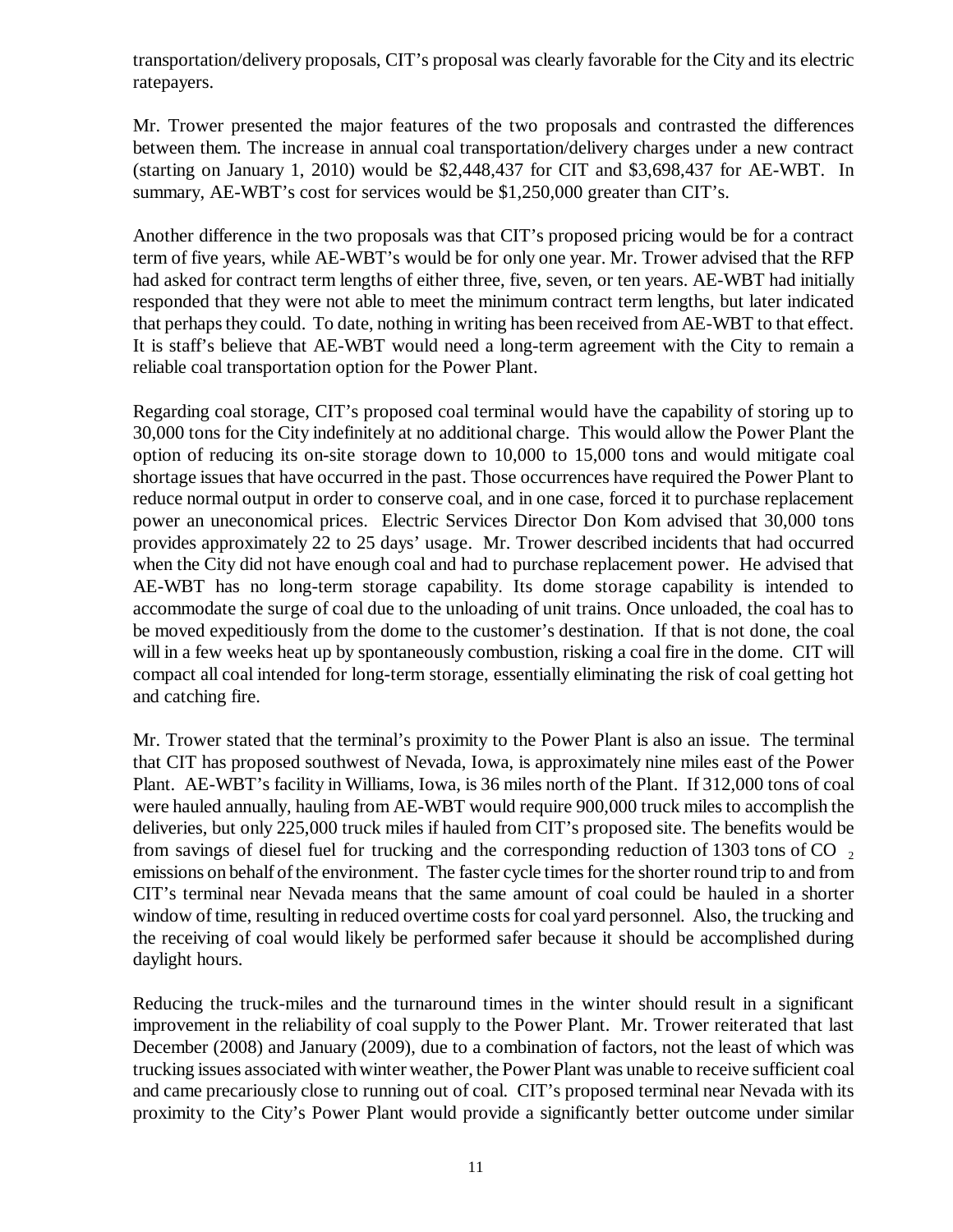transportation/delivery proposals, CIT's proposal was clearly favorable for the City and its electric ratepayers.

Mr. Trower presented the major features of the two proposals and contrasted the differences between them. The increase in annual coal transportation/delivery charges under a new contract (starting on January 1, 2010) would be $2,448,437 for CIT and $3,698,437 for AE-WBT. In summary, AE-WBT's cost for services would be $1,250,000 greater than CIT's.

Another difference in the two proposals was that CIT's proposed pricing would be for a contract term of five years, while AE-WBT's would be for only one year. Mr. Trower advised that the RFP had asked for contract term lengths of either three, five, seven, or ten years. AE-WBT had initially responded that they were not able to meet the minimum contract term lengths, but later indicated that perhaps they could. To date, nothing in writing has been received from AE-WBT to that effect. It is staff's believe that AE-WBT would need a long-term agreement with the City to remain a reliable coal transportation option for the Power Plant.

Regarding coal storage, CIT's proposed coal terminal would have the capability of storing up to 30,000 tons for the City indefinitely at no additional charge. This would allow the Power Plant the option of reducing its on-site storage down to 10,000 to 15,000 tons and would mitigate coal shortage issues that have occurred in the past. Those occurrences have required the Power Plant to reduce normal output in order to conserve coal, and in one case, forced it to purchase replacement power an uneconomical prices. Electric Services Director Don Kom advised that 30,000 tons provides approximately 22 to 25 days' usage. Mr. Trower described incidents that had occurred when the City did not have enough coal and had to purchase replacement power. He advised that AE-WBT has no long-term storage capability. Its dome storage capability is intended to accommodate the surge of coal due to the unloading of unit trains. Once unloaded, the coal has to be moved expeditiously from the dome to the customer's destination. If that is not done, the coal will in a few weeks heat up by spontaneously combustion, risking a coal fire in the dome. CIT will compact all coal intended for long-term storage, essentially eliminating the risk of coal getting hot and catching fire.

Mr. Trower stated that the terminal's proximity to the Power Plant is also an issue. The terminal that CIT has proposed southwest of Nevada, Iowa, is approximately nine miles east of the Power Plant. AE-WBT's facility in Williams, Iowa, is 36 miles north of the Plant. If 312,000 tons of coal were hauled annually, hauling from AE-WBT would require 900,000 truck miles to accomplish the deliveries, but only 225,000 truck miles if hauled from CIT's proposed site. The benefits would be from savings of diesel fuel for trucking and the corresponding reduction of 1303 tons of $CO_2$ emissions on behalf of the environment. The faster cycle times for the shorter round trip to and from CIT's terminal near Nevada means that the same amount of coal could be hauled in a shorter window of time, resulting in reduced overtime costs for coal yard personnel. Also, the trucking and the receiving of coal would likely be performed safer because it should be accomplished during daylight hours.

Reducing the truck-miles and the turnaround times in the winter should result in a significant improvement in the reliability of coal supply to the Power Plant. Mr. Trower reiterated that last December (2008) and January (2009), due to a combination of factors, not the least of which was trucking issues associated with winter weather, the Power Plant was unable to receive sufficient coal and came precariously close to running out of coal. CIT's proposed terminal near Nevada with its proximity to the City's Power Plant would provide a significantly better outcome under similar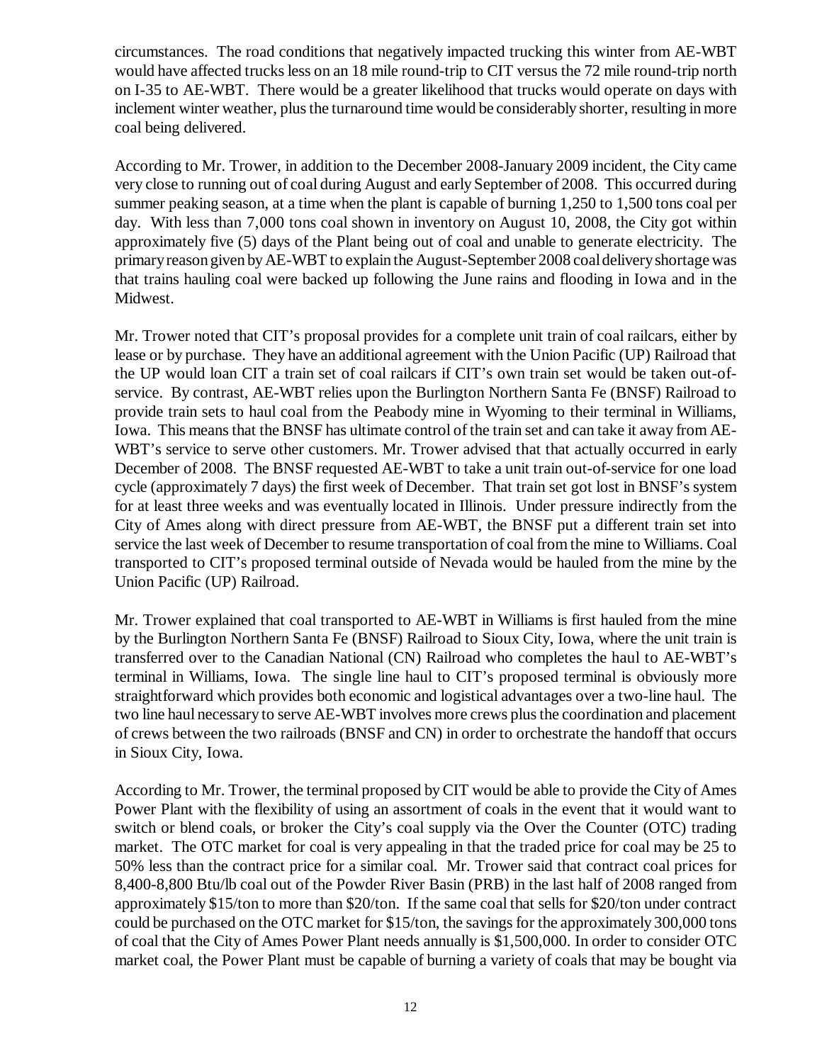circumstances. The road conditions that negatively impacted trucking this winter from AE-WBT would have affected trucks less on an 18 mile round-trip to CIT versus the 72 mile round-trip north on I-35 to AE-WBT. There would be a greater likelihood that trucks would operate on days with inclement winter weather, plus the turnaround time would be considerably shorter, resulting in more coal being delivered.

According to Mr. Trower, in addition to the December 2008-January 2009 incident, the City came very close to running out of coal during August and early September of 2008. This occurred during summer peaking season, at a time when the plant is capable of burning 1,250 to 1,500 tons coal per day. With less than 7,000 tons coal shown in inventory on August 10, 2008, the City got within approximately five (5) days of the Plant being out of coal and unable to generate electricity. The primary reason given by AE-WBT to explain the August-September 2008 coal delivery shortage was that trains hauling coal were backed up following the June rains and flooding in Iowa and in the Midwest.

Mr. Trower noted that CIT's proposal provides for a complete unit train of coal railcars, either by lease or by purchase. They have an additional agreement with the Union Pacific (UP) Railroad that the UP would loan CIT a train set of coal railcars if CIT's own train set would be taken out-of-service. By contrast, AE-WBT relies upon the Burlington Northern Santa Fe (BNSF) Railroad to provide train sets to haul coal from the Peabody mine in Wyoming to their terminal in Williams, Iowa. This means that the BNSF has ultimate control of the train set and can take it away from AE-WBT's service to serve other customers. Mr. Trower advised that that actually occurred in early December of 2008. The BNSF requested AE-WBT to take a unit train out-of-service for one load cycle (approximately 7 days) the first week of December. That train set got lost in BNSF's system for at least three weeks and was eventually located in Illinois. Under pressure indirectly from the City of Ames along with direct pressure from AE-WBT, the BNSF put a different train set into service the last week of December to resume transportation of coal from the mine to Williams. Coal transported to CIT's proposed terminal outside of Nevada would be hauled from the mine by the Union Pacific (UP) Railroad.

Mr. Trower explained that coal transported to AE-WBT in Williams is first hauled from the mine by the Burlington Northern Santa Fe (BNSF) Railroad to Sioux City, Iowa, where the unit train is transferred over to the Canadian National (CN) Railroad who completes the haul to AE-WBT's terminal in Williams, Iowa. The single line haul to CIT's proposed terminal is obviously more straightforward which provides both economic and logistical advantages over a two-line haul. The two line haul necessary to serve AE-WBT involves more crews plus the coordination and placement of crews between the two railroads (BNSF and CN) in order to orchestrate the handoff that occurs in Sioux City, Iowa.

According to Mr. Trower, the terminal proposed by CIT would be able to provide the City of Ames Power Plant with the flexibility of using an assortment of coals in the event that it would want to switch or blend coals, or broker the City's coal supply via the Over the Counter (OTC) trading market. The OTC market for coal is very appealing in that the traded price for coal may be 25 to 50% less than the contract price for a similar coal. Mr. Trower said that contract coal prices for 8,400-8,800 Btu/lb coal out of the Powder River Basin (PRB) in the last half of 2008 ranged from approximately $15/ton to more than $20/ton. If the same coal that sells for $20/ton under contract could be purchased on the OTC market for $15/ton, the savings for the approximately 300,000 tons of coal that the City of Ames Power Plant needs annually is $1,500,000. In order to consider OTC market coal, the Power Plant must be capable of burning a variety of coals that may be bought via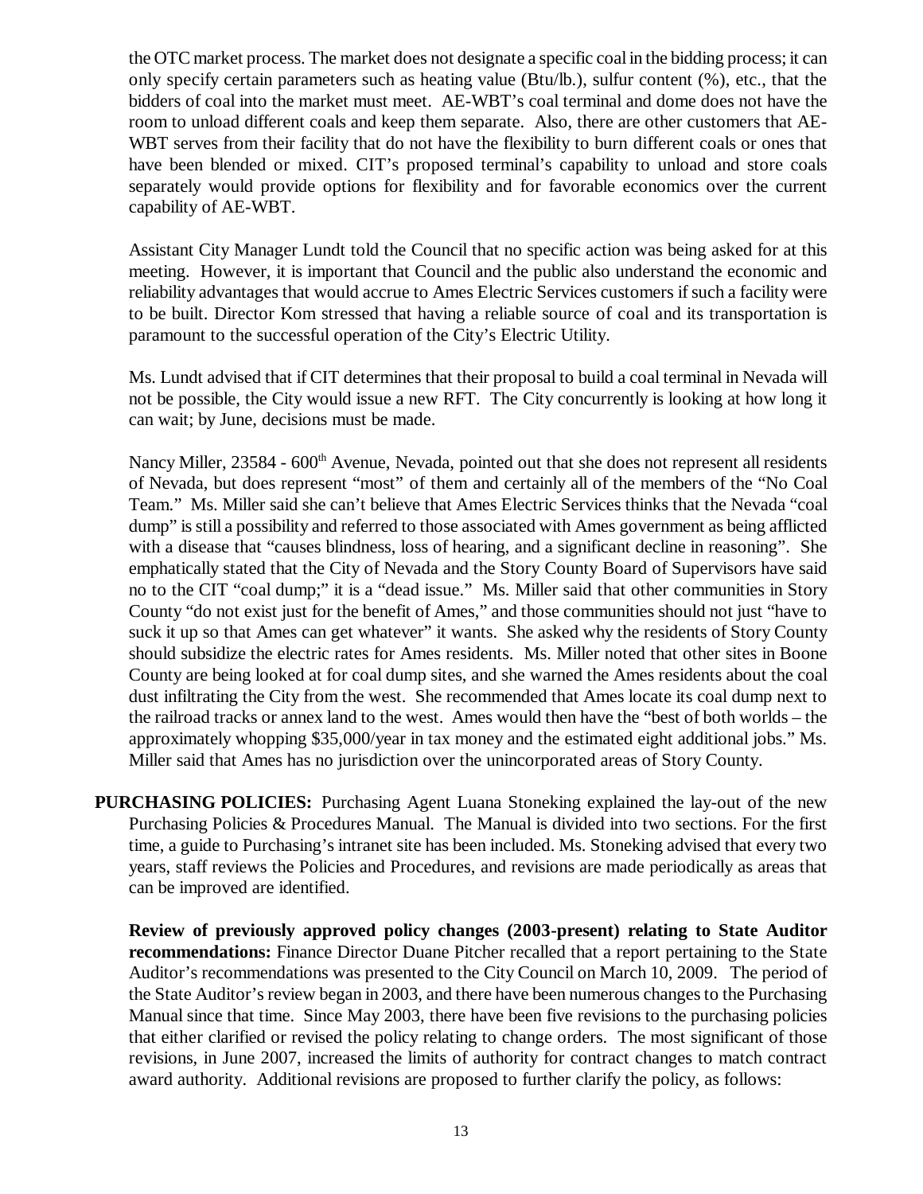the OTC market process. The market does not designate a specific coal in the bidding process; it can only specify certain parameters such as heating value (Btu/lb.), sulfur content (%), etc., that the bidders of coal into the market must meet. AE-WBT's coal terminal and dome does not have the room to unload different coals and keep them separate. Also, there are other customers that AE-WBT serves from their facility that do not have the flexibility to burn different coals or ones that have been blended or mixed. CIT's proposed terminal's capability to unload and store coals separately would provide options for flexibility and for favorable economics over the current capability of AE-WBT.

Assistant City Manager Lundt told the Council that no specific action was being asked for at this meeting. However, it is important that Council and the public also understand the economic and reliability advantages that would accrue to Ames Electric Services customers if such a facility were to be built. Director Kom stressed that having a reliable source of coal and its transportation is paramount to the successful operation of the City's Electric Utility.

Ms. Lundt advised that if CIT determines that their proposal to build a coal terminal in Nevada will not be possible, the City would issue a new RFT. The City concurrently is looking at how long it can wait; by June, decisions must be made.

Nancy Miller, 23584 - 600th Avenue, Nevada, pointed out that she does not represent all residents of Nevada, but does represent "most" of them and certainly all of the members of the "No Coal Team." Ms. Miller said she can't believe that Ames Electric Services thinks that the Nevada "coal dump" is still a possibility and referred to those associated with Ames government as being afflicted with a disease that "causes blindness, loss of hearing, and a significant decline in reasoning". She emphatically stated that the City of Nevada and the Story County Board of Supervisors have said no to the CIT "coal dump;" it is a "dead issue." Ms. Miller said that other communities in Story County "do not exist just for the benefit of Ames," and those communities should not just "have to suck it up so that Ames can get whatever" it wants. She asked why the residents of Story County should subsidize the electric rates for Ames residents. Ms. Miller noted that other sites in Boone County are being looked at for coal dump sites, and she warned the Ames residents about the coal dust infiltrating the City from the west. She recommended that Ames locate its coal dump next to the railroad tracks or annex land to the west. Ames would then have the "best of both worlds – the approximately whopping $35,000/year in tax money and the estimated eight additional jobs." Ms. Miller said that Ames has no jurisdiction over the unincorporated areas of Story County.

**PURCHASING POLICIES:** Purchasing Agent Luana Stoneking explained the lay-out of the new Purchasing Policies & Procedures Manual. The Manual is divided into two sections. For the first time, a guide to Purchasing's intranet site has been included. Ms. Stoneking advised that every two years, staff reviews the Policies and Procedures, and revisions are made periodically as areas that can be improved are identified.

**Review of previously approved policy changes (2003-present) relating to State Auditor recommendations:** Finance Director Duane Pitcher recalled that a report pertaining to the State Auditor's recommendations was presented to the City Council on March 10, 2009. The period of the State Auditor's review began in 2003, and there have been numerous changes to the Purchasing Manual since that time. Since May 2003, there have been five revisions to the purchasing policies that either clarified or revised the policy relating to change orders. The most significant of those revisions, in June 2007, increased the limits of authority for contract changes to match contract award authority. Additional revisions are proposed to further clarify the policy, as follows: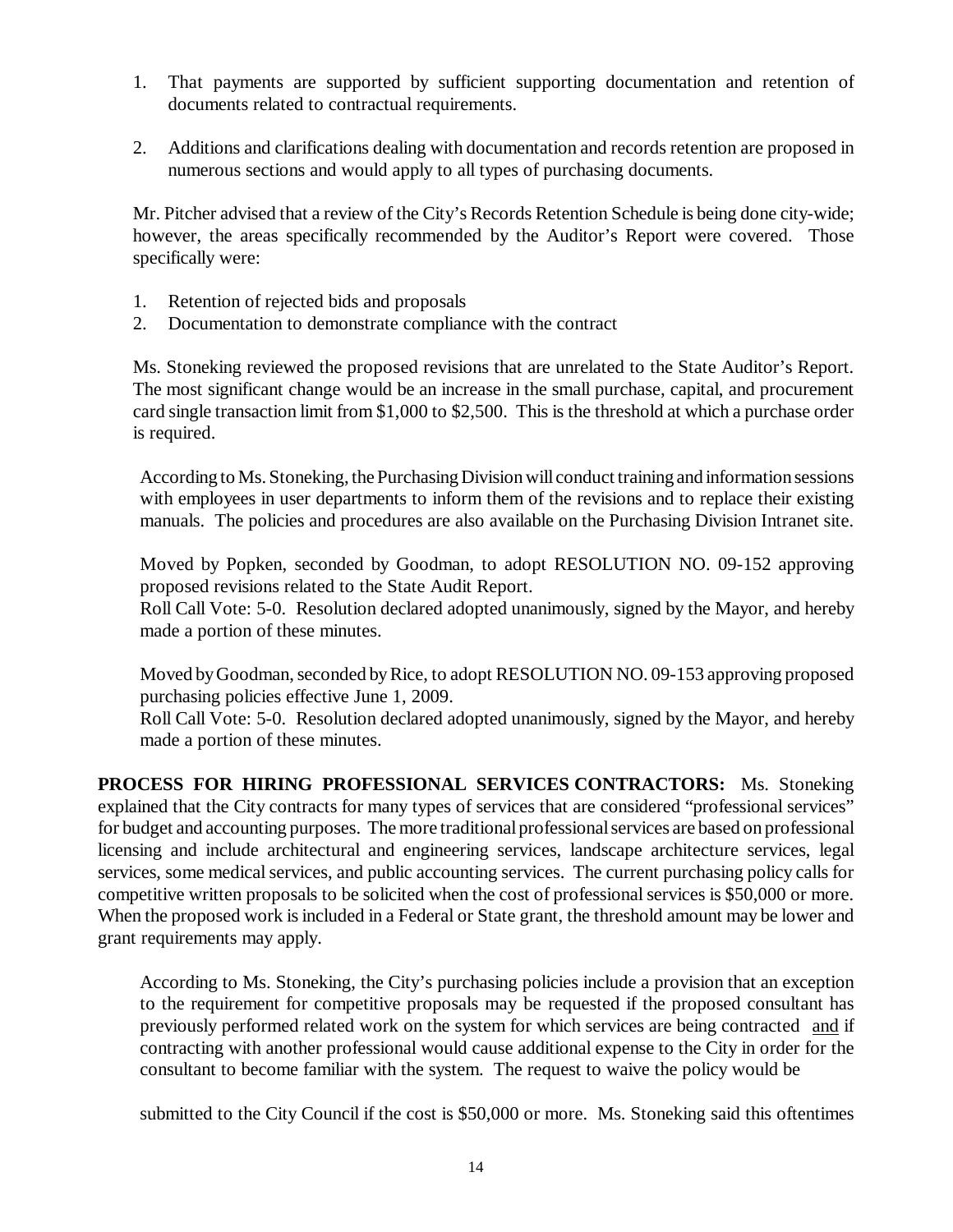1. That payments are supported by sufficient supporting documentation and retention of documents related to contractual requirements.

2. Additions and clarifications dealing with documentation and records retention are proposed in numerous sections and would apply to all types of purchasing documents.

Mr. Pitcher advised that a review of the City's Records Retention Schedule is being done city-wide; however, the areas specifically recommended by the Auditor's Report were covered. Those specifically were:

1. Retention of rejected bids and proposals
2. Documentation to demonstrate compliance with the contract

Ms. Stoneking reviewed the proposed revisions that are unrelated to the State Auditor's Report. The most significant change would be an increase in the small purchase, capital, and procurement card single transaction limit from $1,000 to $2,500. This is the threshold at which a purchase order is required.

According to Ms. Stoneking, the Purchasing Division will conduct training and information sessions with employees in user departments to inform them of the revisions and to replace their existing manuals. The policies and procedures are also available on the Purchasing Division Intranet site.

Moved by Popken, seconded by Goodman, to adopt RESOLUTION NO. 09-152 approving proposed revisions related to the State Audit Report.
Roll Call Vote: 5-0. Resolution declared adopted unanimously, signed by the Mayor, and hereby made a portion of these minutes.

Moved by Goodman, seconded by Rice, to adopt RESOLUTION NO. 09-153 approving proposed purchasing policies effective June 1, 2009.
Roll Call Vote: 5-0. Resolution declared adopted unanimously, signed by the Mayor, and hereby made a portion of these minutes.

**PROCESS FOR HIRING PROFESSIONAL SERVICES CONTRACTORS:** Ms. Stoneking explained that the City contracts for many types of services that are considered "professional services" for budget and accounting purposes. The more traditional professional services are based on professional licensing and include architectural and engineering services, landscape architecture services, legal services, some medical services, and public accounting services. The current purchasing policy calls for competitive written proposals to be solicited when the cost of professional services is $50,000 or more. When the proposed work is included in a Federal or State grant, the threshold amount may be lower and grant requirements may apply.

According to Ms. Stoneking, the City's purchasing policies include a provision that an exception to the requirement for competitive proposals may be requested if the proposed consultant has previously performed related work on the system for which services are being contracted and if contracting with another professional would cause additional expense to the City in order for the consultant to become familiar with the system. The request to waive the policy would be

submitted to the City Council if the cost is $50,000 or more. Ms. Stoneking said this oftentimes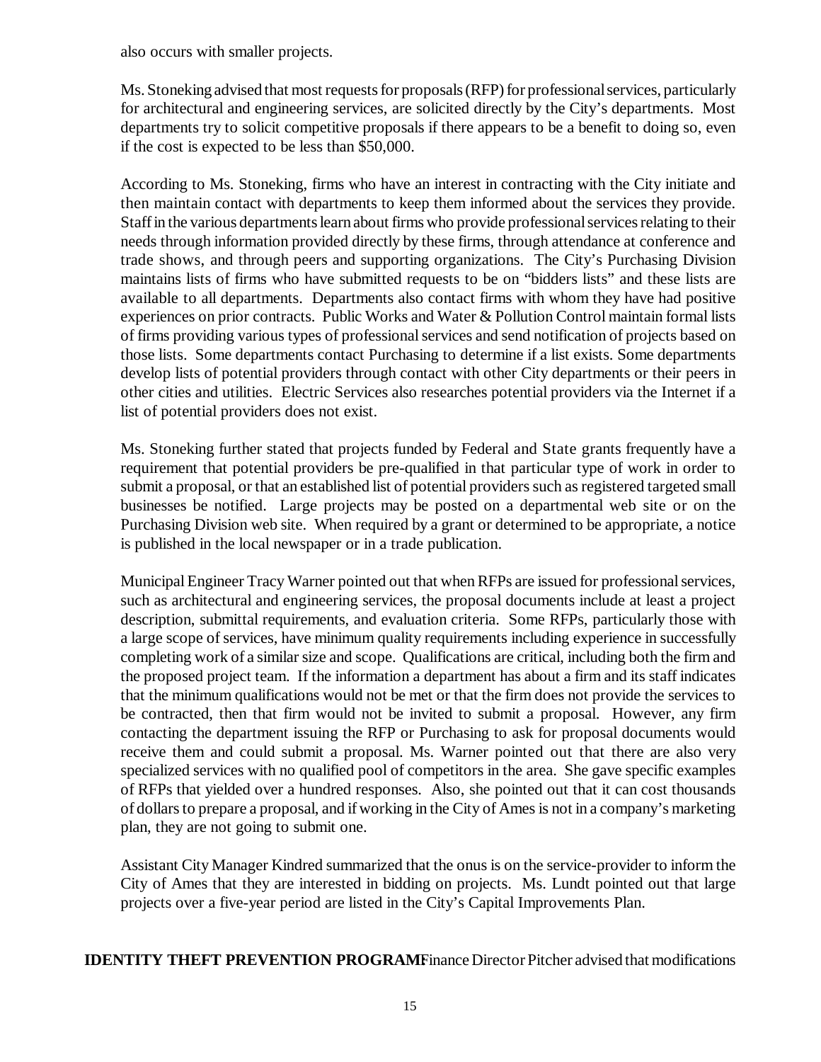also occurs with smaller projects.

Ms. Stoneking advised that most requests for proposals (RFP) for professional services, particularly for architectural and engineering services, are solicited directly by the City's departments. Most departments try to solicit competitive proposals if there appears to be a benefit to doing so, even if the cost is expected to be less than $50,000.

According to Ms. Stoneking, firms who have an interest in contracting with the City initiate and then maintain contact with departments to keep them informed about the services they provide. Staff in the various departments learn about firms who provide professional services relating to their needs through information provided directly by these firms, through attendance at conference and trade shows, and through peers and supporting organizations. The City's Purchasing Division maintains lists of firms who have submitted requests to be on "bidders lists" and these lists are available to all departments. Departments also contact firms with whom they have had positive experiences on prior contracts. Public Works and Water & Pollution Control maintain formal lists of firms providing various types of professional services and send notification of projects based on those lists. Some departments contact Purchasing to determine if a list exists. Some departments develop lists of potential providers through contact with other City departments or their peers in other cities and utilities. Electric Services also researches potential providers via the Internet if a list of potential providers does not exist.

Ms. Stoneking further stated that projects funded by Federal and State grants frequently have a requirement that potential providers be pre-qualified in that particular type of work in order to submit a proposal, or that an established list of potential providers such as registered targeted small businesses be notified. Large projects may be posted on a departmental web site or on the Purchasing Division web site. When required by a grant or determined to be appropriate, a notice is published in the local newspaper or in a trade publication.

Municipal Engineer Tracy Warner pointed out that when RFPs are issued for professional services, such as architectural and engineering services, the proposal documents include at least a project description, submittal requirements, and evaluation criteria. Some RFPs, particularly those with a large scope of services, have minimum quality requirements including experience in successfully completing work of a similar size and scope. Qualifications are critical, including both the firm and the proposed project team. If the information a department has about a firm and its staff indicates that the minimum qualifications would not be met or that the firm does not provide the services to be contracted, then that firm would not be invited to submit a proposal. However, any firm contacting the department issuing the RFP or Purchasing to ask for proposal documents would receive them and could submit a proposal. Ms. Warner pointed out that there are also very specialized services with no qualified pool of competitors in the area. She gave specific examples of RFPs that yielded over a hundred responses. Also, she pointed out that it can cost thousands of dollars to prepare a proposal, and if working in the City of Ames is not in a company's marketing plan, they are not going to submit one.

Assistant City Manager Kindred summarized that the onus is on the service-provider to inform the City of Ames that they are interested in bidding on projects. Ms. Lundt pointed out that large projects over a five-year period are listed in the City's Capital Improvements Plan.

**IDENTITY THEFT PREVENTION PROGRAM:** Finance Director Pitcher advised that modifications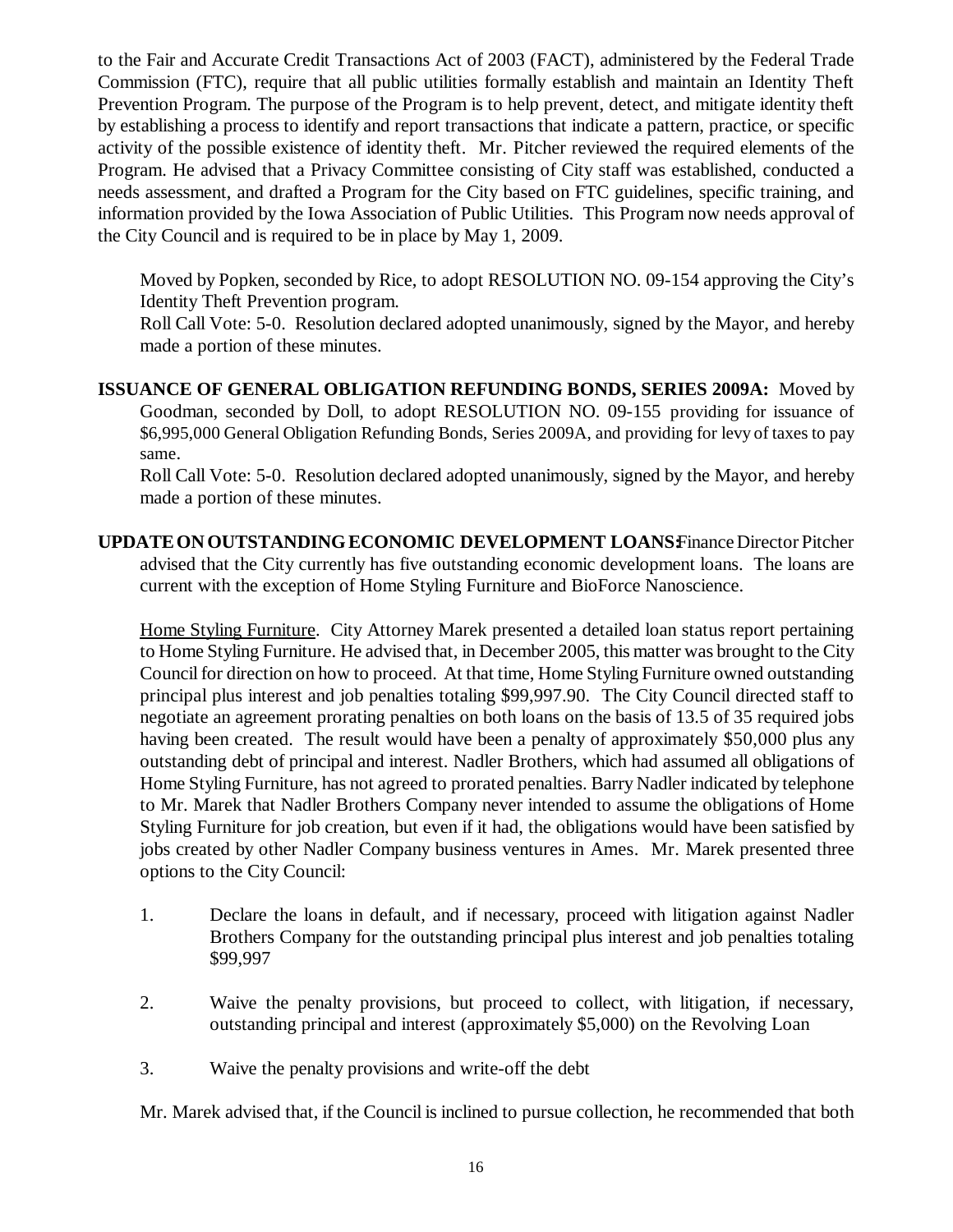to the Fair and Accurate Credit Transactions Act of 2003 (FACT), administered by the Federal Trade Commission (FTC), require that all public utilities formally establish and maintain an Identity Theft Prevention Program. The purpose of the Program is to help prevent, detect, and mitigate identity theft by establishing a process to identify and report transactions that indicate a pattern, practice, or specific activity of the possible existence of identity theft. Mr. Pitcher reviewed the required elements of the Program. He advised that a Privacy Committee consisting of City staff was established, conducted a needs assessment, and drafted a Program for the City based on FTC guidelines, specific training, and information provided by the Iowa Association of Public Utilities. This Program now needs approval of the City Council and is required to be in place by May 1, 2009.

Moved by Popken, seconded by Rice, to adopt RESOLUTION NO. 09-154 approving the City's Identity Theft Prevention program.
Roll Call Vote: 5-0. Resolution declared adopted unanimously, signed by the Mayor, and hereby made a portion of these minutes.

**ISSUANCE OF GENERAL OBLIGATION REFUNDING BONDS, SERIES 2009A:** Moved by Goodman, seconded by Doll, to adopt RESOLUTION NO. 09-155 providing for issuance of $6,995,000 General Obligation Refunding Bonds, Series 2009A, and providing for levy of taxes to pay same.
Roll Call Vote: 5-0. Resolution declared adopted unanimously, signed by the Mayor, and hereby made a portion of these minutes.

**UPDATE ON OUTSTANDING ECONOMIC DEVELOPMENT LOANS:** Finance Director Pitcher advised that the City currently has five outstanding economic development loans. The loans are current with the exception of Home Styling Furniture and BioForce Nanoscience.

Home Styling Furniture. City Attorney Marek presented a detailed loan status report pertaining to Home Styling Furniture. He advised that, in December 2005, this matter was brought to the City Council for direction on how to proceed. At that time, Home Styling Furniture owned outstanding principal plus interest and job penalties totaling $99,997.90. The City Council directed staff to negotiate an agreement prorating penalties on both loans on the basis of 13.5 of 35 required jobs having been created. The result would have been a penalty of approximately $50,000 plus any outstanding debt of principal and interest. Nadler Brothers, which had assumed all obligations of Home Styling Furniture, has not agreed to prorated penalties. Barry Nadler indicated by telephone to Mr. Marek that Nadler Brothers Company never intended to assume the obligations of Home Styling Furniture for job creation, but even if it had, the obligations would have been satisfied by jobs created by other Nadler Company business ventures in Ames. Mr. Marek presented three options to the City Council:

1. Declare the loans in default, and if necessary, proceed with litigation against Nadler Brothers Company for the outstanding principal plus interest and job penalties totaling $99,997

2. Waive the penalty provisions, but proceed to collect, with litigation, if necessary, outstanding principal and interest (approximately $5,000) on the Revolving Loan

3. Waive the penalty provisions and write-off the debt

Mr. Marek advised that, if the Council is inclined to pursue collection, he recommended that both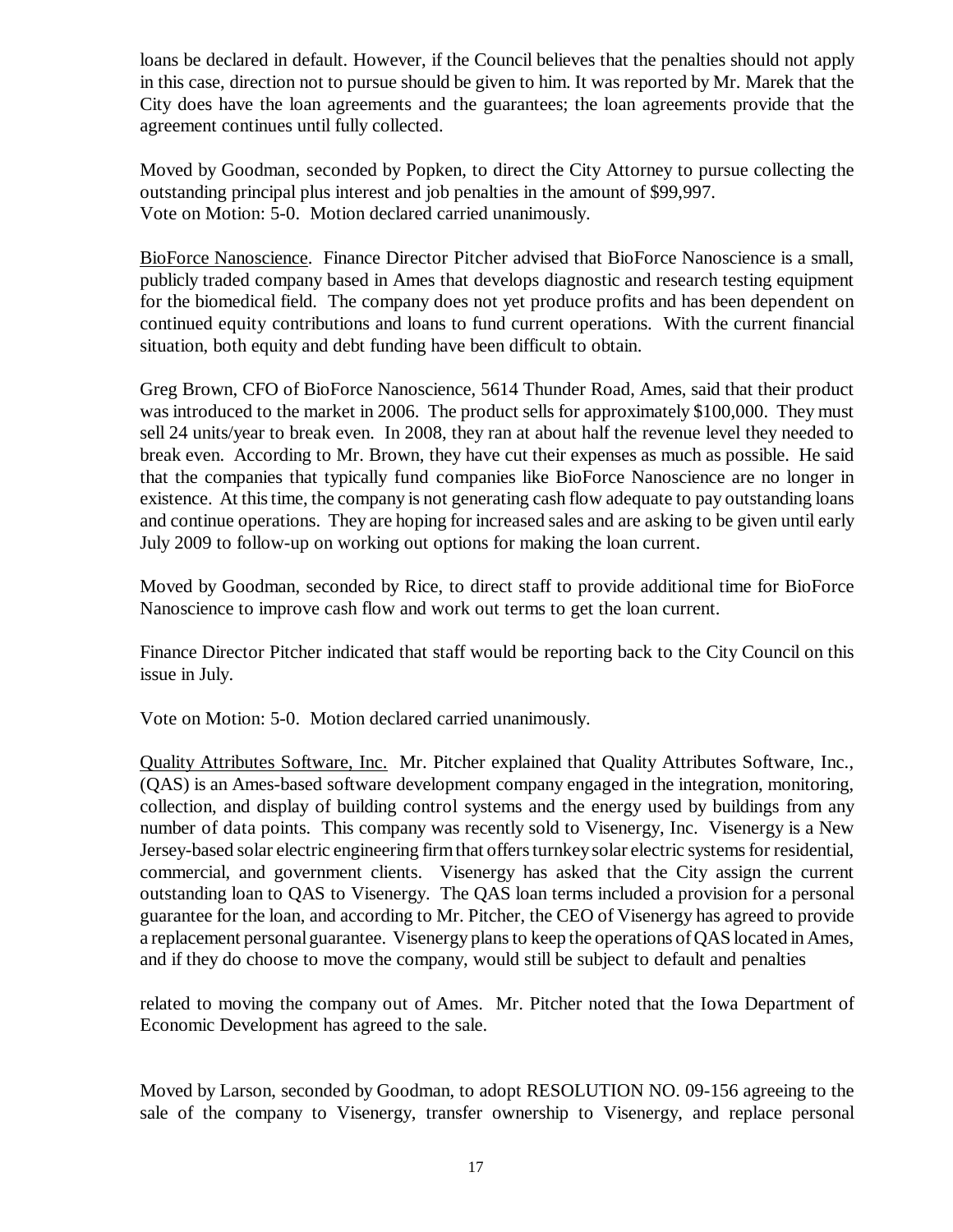loans be declared in default. However, if the Council believes that the penalties should not apply in this case, direction not to pursue should be given to him. It was reported by Mr. Marek that the City does have the loan agreements and the guarantees; the loan agreements provide that the agreement continues until fully collected.

Moved by Goodman, seconded by Popken, to direct the City Attorney to pursue collecting the outstanding principal plus interest and job penalties in the amount of $99,997.
Vote on Motion: 5-0. Motion declared carried unanimously.

<u>BioForce Nanoscience</u>. Finance Director Pitcher advised that BioForce Nanoscience is a small, publicly traded company based in Ames that develops diagnostic and research testing equipment for the biomedical field. The company does not yet produce profits and has been dependent on continued equity contributions and loans to fund current operations. With the current financial situation, both equity and debt funding have been difficult to obtain.

Greg Brown, CFO of BioForce Nanoscience, 5614 Thunder Road, Ames, said that their product was introduced to the market in 2006. The product sells for approximately $100,000. They must sell 24 units/year to break even. In 2008, they ran at about half the revenue level they needed to break even. According to Mr. Brown, they have cut their expenses as much as possible. He said that the companies that typically fund companies like BioForce Nanoscience are no longer in existence. At this time, the company is not generating cash flow adequate to pay outstanding loans and continue operations. They are hoping for increased sales and are asking to be given until early July 2009 to follow-up on working out options for making the loan current.

Moved by Goodman, seconded by Rice, to direct staff to provide additional time for BioForce Nanoscience to improve cash flow and work out terms to get the loan current.

Finance Director Pitcher indicated that staff would be reporting back to the City Council on this issue in July.

Vote on Motion: 5-0. Motion declared carried unanimously.

<u>Quality Attributes Software, Inc.</u> Mr. Pitcher explained that Quality Attributes Software, Inc., (QAS) is an Ames-based software development company engaged in the integration, monitoring, collection, and display of building control systems and the energy used by buildings from any number of data points. This company was recently sold to Visenergy, Inc. Visenergy is a New Jersey-based solar electric engineering firm that offers turnkey solar electric systems for residential, commercial, and government clients. Visenergy has asked that the City assign the current outstanding loan to QAS to Visenergy. The QAS loan terms included a provision for a personal guarantee for the loan, and according to Mr. Pitcher, the CEO of Visenergy has agreed to provide a replacement personal guarantee. Visenergy plans to keep the operations of QAS located in Ames, and if they do choose to move the company, would still be subject to default and penalties related to moving the company out of Ames. Mr. Pitcher noted that the Iowa Department of Economic Development has agreed to the sale.

Moved by Larson, seconded by Goodman, to adopt RESOLUTION NO. 09-156 agreeing to the sale of the company to Visenergy, transfer ownership to Visenergy, and replace personal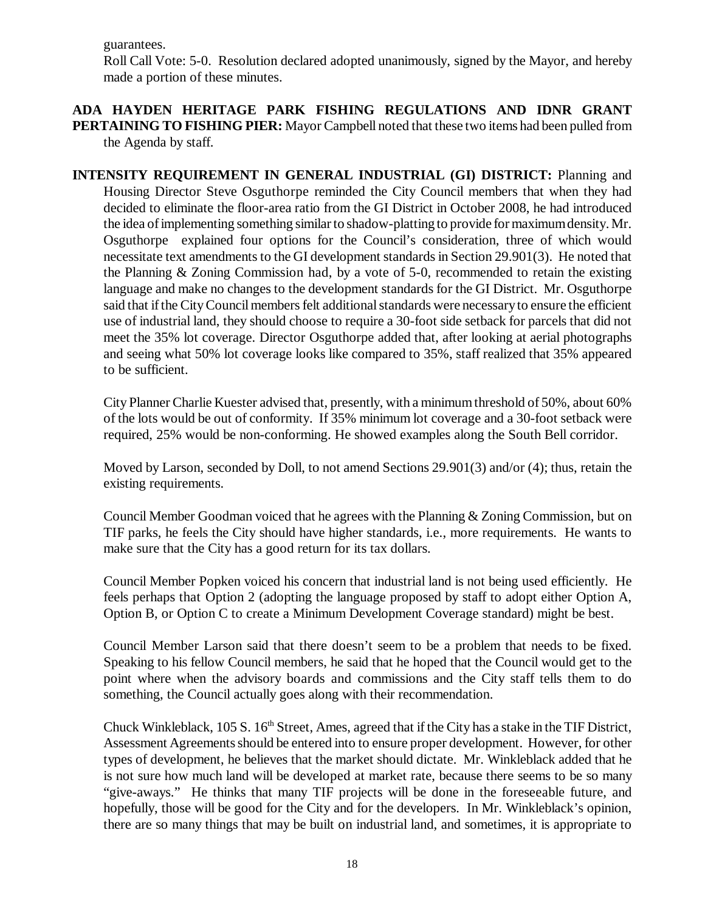guarantees.

Roll Call Vote: 5-0. Resolution declared adopted unanimously, signed by the Mayor, and hereby made a portion of these minutes.

**ADA HAYDEN HERITAGE PARK FISHING REGULATIONS AND IDNR GRANT PERTAINING TO FISHING PIER:** Mayor Campbell noted that these two items had been pulled from the Agenda by staff.

**INTENSITY REQUIREMENT IN GENERAL INDUSTRIAL (GI) DISTRICT:** Planning and Housing Director Steve Osguthorpe reminded the City Council members that when they had decided to eliminate the floor-area ratio from the GI District in October 2008, he had introduced the idea of implementing something similar to shadow-platting to provide for maximum density. Mr. Osguthorpe explained four options for the Council's consideration, three of which would necessitate text amendments to the GI development standards in Section 29.901(3). He noted that the Planning & Zoning Commission had, by a vote of 5-0, recommended to retain the existing language and make no changes to the development standards for the GI District. Mr. Osguthorpe said that if the City Council members felt additional standards were necessary to ensure the efficient use of industrial land, they should choose to require a 30-foot side setback for parcels that did not meet the 35% lot coverage. Director Osguthorpe added that, after looking at aerial photographs and seeing what 50% lot coverage looks like compared to 35%, staff realized that 35% appeared to be sufficient.

City Planner Charlie Kuester advised that, presently, with a minimum threshold of 50%, about 60% of the lots would be out of conformity. If 35% minimum lot coverage and a 30-foot setback were required, 25% would be non-conforming. He showed examples along the South Bell corridor.

Moved by Larson, seconded by Doll, to not amend Sections 29.901(3) and/or (4); thus, retain the existing requirements.

Council Member Goodman voiced that he agrees with the Planning & Zoning Commission, but on TIF parks, he feels the City should have higher standards, i.e., more requirements. He wants to make sure that the City has a good return for its tax dollars.

Council Member Popken voiced his concern that industrial land is not being used efficiently. He feels perhaps that Option 2 (adopting the language proposed by staff to adopt either Option A, Option B, or Option C to create a Minimum Development Coverage standard) might be best.

Council Member Larson said that there doesn't seem to be a problem that needs to be fixed. Speaking to his fellow Council members, he said that he hoped that the Council would get to the point where when the advisory boards and commissions and the City staff tells them to do something, the Council actually goes along with their recommendation.

Chuck Winkleblack, 105 S. 16th Street, Ames, agreed that if the City has a stake in the TIF District, Assessment Agreements should be entered into to ensure proper development. However, for other types of development, he believes that the market should dictate. Mr. Winkleblack added that he is not sure how much land will be developed at market rate, because there seems to be so many "give-aways." He thinks that many TIF projects will be done in the foreseeable future, and hopefully, those will be good for the City and for the developers. In Mr. Winkleblack's opinion, there are so many things that may be built on industrial land, and sometimes, it is appropriate to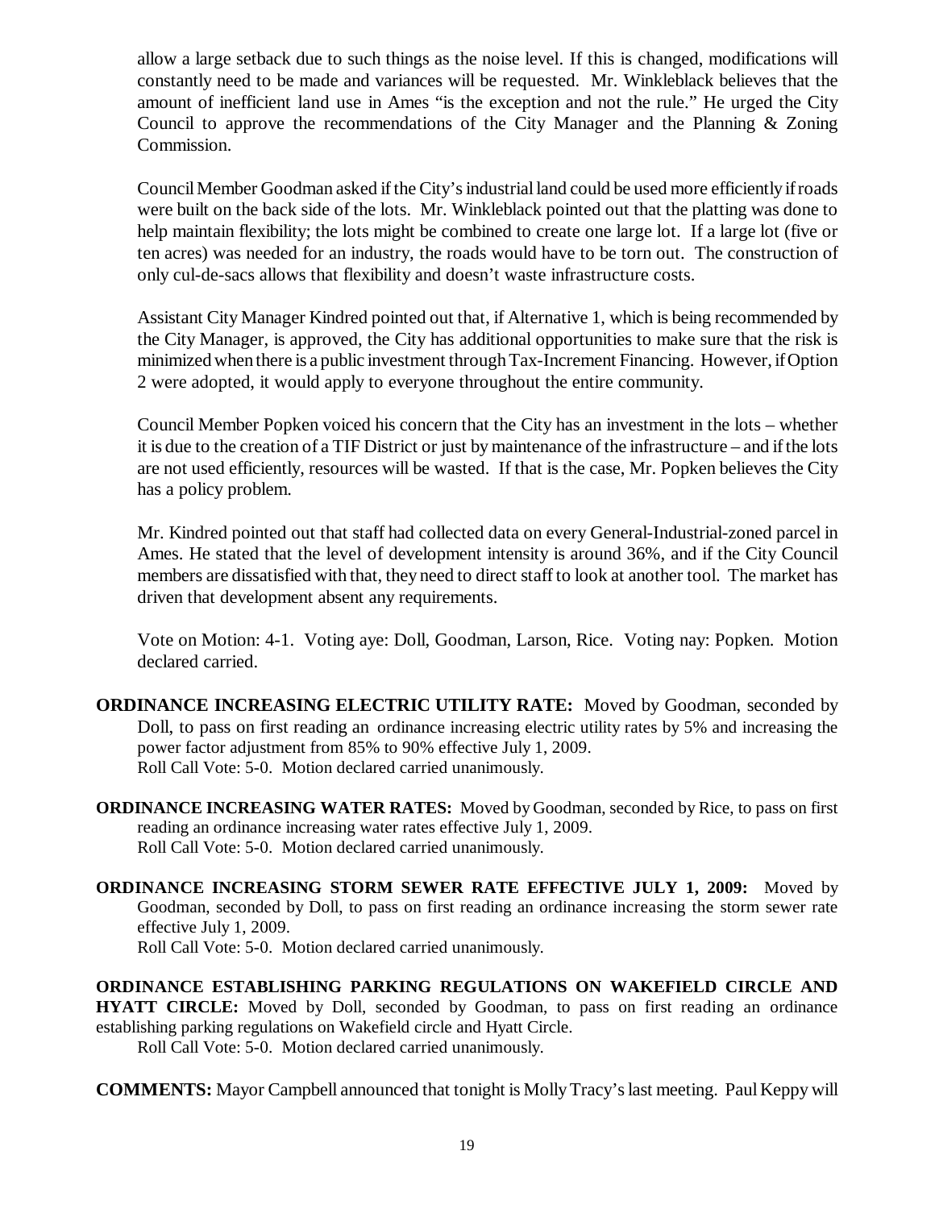allow a large setback due to such things as the noise level. If this is changed, modifications will constantly need to be made and variances will be requested. Mr. Winkleblack believes that the amount of inefficient land use in Ames "is the exception and not the rule." He urged the City Council to approve the recommendations of the City Manager and the Planning & Zoning Commission.

Council Member Goodman asked if the City's industrial land could be used more efficiently if roads were built on the back side of the lots. Mr. Winkleblack pointed out that the platting was done to help maintain flexibility; the lots might be combined to create one large lot. If a large lot (five or ten acres) was needed for an industry, the roads would have to be torn out. The construction of only cul-de-sacs allows that flexibility and doesn't waste infrastructure costs.

Assistant City Manager Kindred pointed out that, if Alternative 1, which is being recommended by the City Manager, is approved, the City has additional opportunities to make sure that the risk is minimized when there is a public investment through Tax-Increment Financing. However, if Option 2 were adopted, it would apply to everyone throughout the entire community.

Council Member Popken voiced his concern that the City has an investment in the lots – whether it is due to the creation of a TIF District or just by maintenance of the infrastructure – and if the lots are not used efficiently, resources will be wasted. If that is the case, Mr. Popken believes the City has a policy problem.

Mr. Kindred pointed out that staff had collected data on every General-Industrial-zoned parcel in Ames. He stated that the level of development intensity is around 36%, and if the City Council members are dissatisfied with that, they need to direct staff to look at another tool. The market has driven that development absent any requirements.

Vote on Motion: 4-1. Voting aye: Doll, Goodman, Larson, Rice. Voting nay: Popken. Motion declared carried.

**ORDINANCE INCREASING ELECTRIC UTILITY RATE:** Moved by Goodman, seconded by Doll, to pass on first reading an ordinance increasing electric utility rates by 5% and increasing the power factor adjustment from 85% to 90% effective July 1, 2009.
Roll Call Vote: 5-0. Motion declared carried unanimously.

**ORDINANCE INCREASING WATER RATES:** Moved by Goodman, seconded by Rice, to pass on first reading an ordinance increasing water rates effective July 1, 2009.
Roll Call Vote: 5-0. Motion declared carried unanimously.

**ORDINANCE INCREASING STORM SEWER RATE EFFECTIVE JULY 1, 2009:** Moved by Goodman, seconded by Doll, to pass on first reading an ordinance increasing the storm sewer rate effective July 1, 2009.
Roll Call Vote: 5-0. Motion declared carried unanimously.

**ORDINANCE ESTABLISHING PARKING REGULATIONS ON WAKEFIELD CIRCLE AND HYATT CIRCLE:** Moved by Doll, seconded by Goodman, to pass on first reading an ordinance establishing parking regulations on Wakefield circle and Hyatt Circle.
Roll Call Vote: 5-0. Motion declared carried unanimously.

**COMMENTS:** Mayor Campbell announced that tonight is Molly Tracy's last meeting. Paul Keppy will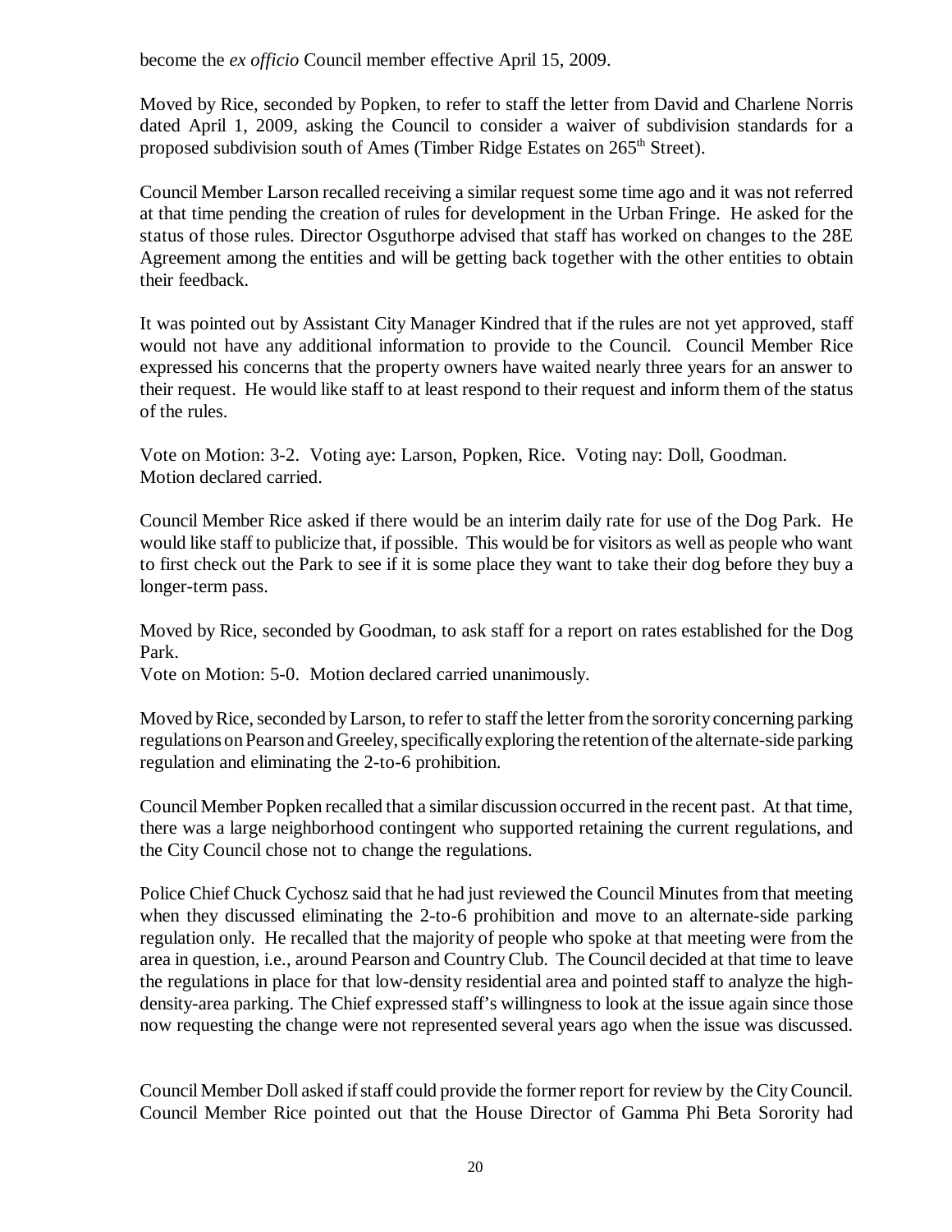become the *ex officio* Council member effective April 15, 2009.

Moved by Rice, seconded by Popken, to refer to staff the letter from David and Charlene Norris dated April 1, 2009, asking the Council to consider a waiver of subdivision standards for a proposed subdivision south of Ames (Timber Ridge Estates on 265th Street).

Council Member Larson recalled receiving a similar request some time ago and it was not referred at that time pending the creation of rules for development in the Urban Fringe. He asked for the status of those rules. Director Osguthorpe advised that staff has worked on changes to the 28E Agreement among the entities and will be getting back together with the other entities to obtain their feedback.

It was pointed out by Assistant City Manager Kindred that if the rules are not yet approved, staff would not have any additional information to provide to the Council. Council Member Rice expressed his concerns that the property owners have waited nearly three years for an answer to their request. He would like staff to at least respond to their request and inform them of the status of the rules.

Vote on Motion: 3-2. Voting aye: Larson, Popken, Rice. Voting nay: Doll, Goodman.
Motion declared carried.

Council Member Rice asked if there would be an interim daily rate for use of the Dog Park. He would like staff to publicize that, if possible. This would be for visitors as well as people who want to first check out the Park to see if it is some place they want to take their dog before they buy a longer-term pass.

Moved by Rice, seconded by Goodman, to ask staff for a report on rates established for the Dog Park.
Vote on Motion: 5-0. Motion declared carried unanimously.

Moved by Rice, seconded by Larson, to refer to staff the letter from the sorority concerning parking regulations on Pearson and Greeley, specifically exploring the retention of the alternate-side parking regulation and eliminating the 2-to-6 prohibition.

Council Member Popken recalled that a similar discussion occurred in the recent past. At that time, there was a large neighborhood contingent who supported retaining the current regulations, and the City Council chose not to change the regulations.

Police Chief Chuck Cychosz said that he had just reviewed the Council Minutes from that meeting when they discussed eliminating the 2-to-6 prohibition and move to an alternate-side parking regulation only. He recalled that the majority of people who spoke at that meeting were from the area in question, i.e., around Pearson and Country Club. The Council decided at that time to leave the regulations in place for that low-density residential area and pointed staff to analyze the high-density-area parking. The Chief expressed staff's willingness to look at the issue again since those now requesting the change were not represented several years ago when the issue was discussed.

Council Member Doll asked if staff could provide the former report for review by the City Council. Council Member Rice pointed out that the House Director of Gamma Phi Beta Sorority had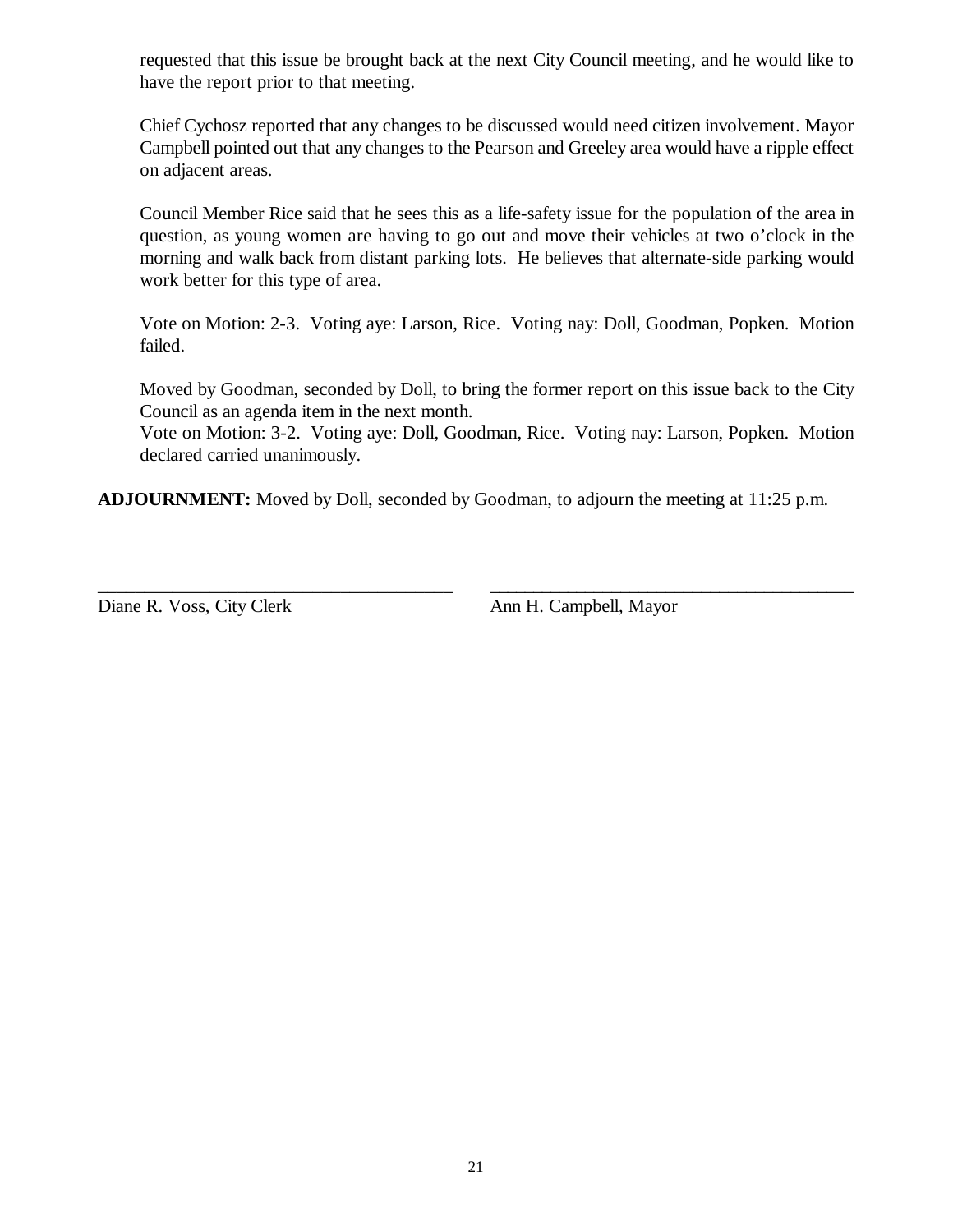requested that this issue be brought back at the next City Council meeting, and he would like to have the report prior to that meeting.

Chief Cychosz reported that any changes to be discussed would need citizen involvement. Mayor Campbell pointed out that any changes to the Pearson and Greeley area would have a ripple effect on adjacent areas.

Council Member Rice said that he sees this as a life-safety issue for the population of the area in question, as young women are having to go out and move their vehicles at two o'clock in the morning and walk back from distant parking lots. He believes that alternate-side parking would work better for this type of area.

Vote on Motion: 2-3. Voting aye: Larson, Rice. Voting nay: Doll, Goodman, Popken. Motion failed.

Moved by Goodman, seconded by Doll, to bring the former report on this issue back to the City Council as an agenda item in the next month.
Vote on Motion: 3-2. Voting aye: Doll, Goodman, Rice. Voting nay: Larson, Popken. Motion declared carried unanimously.

**ADJOURNMENT:** Moved by Doll, seconded by Goodman, to adjourn the meeting at 11:25 p.m.

\_\_\_\_\_\_\_\_\_\_\_\_\_\_\_\_\_\_\_\_\_\_\_\_\_\_\_\_\_\_\_\_\_\_\_\_\_\_\_\_
Diane R. Voss, City Clerk

\_\_\_\_\_\_\_\_\_\_\_\_\_\_\_\_\_\_\_\_\_\_\_\_\_\_\_\_\_\_\_\_\_\_\_\_\_\_\_\_
Ann H. Campbell, Mayor